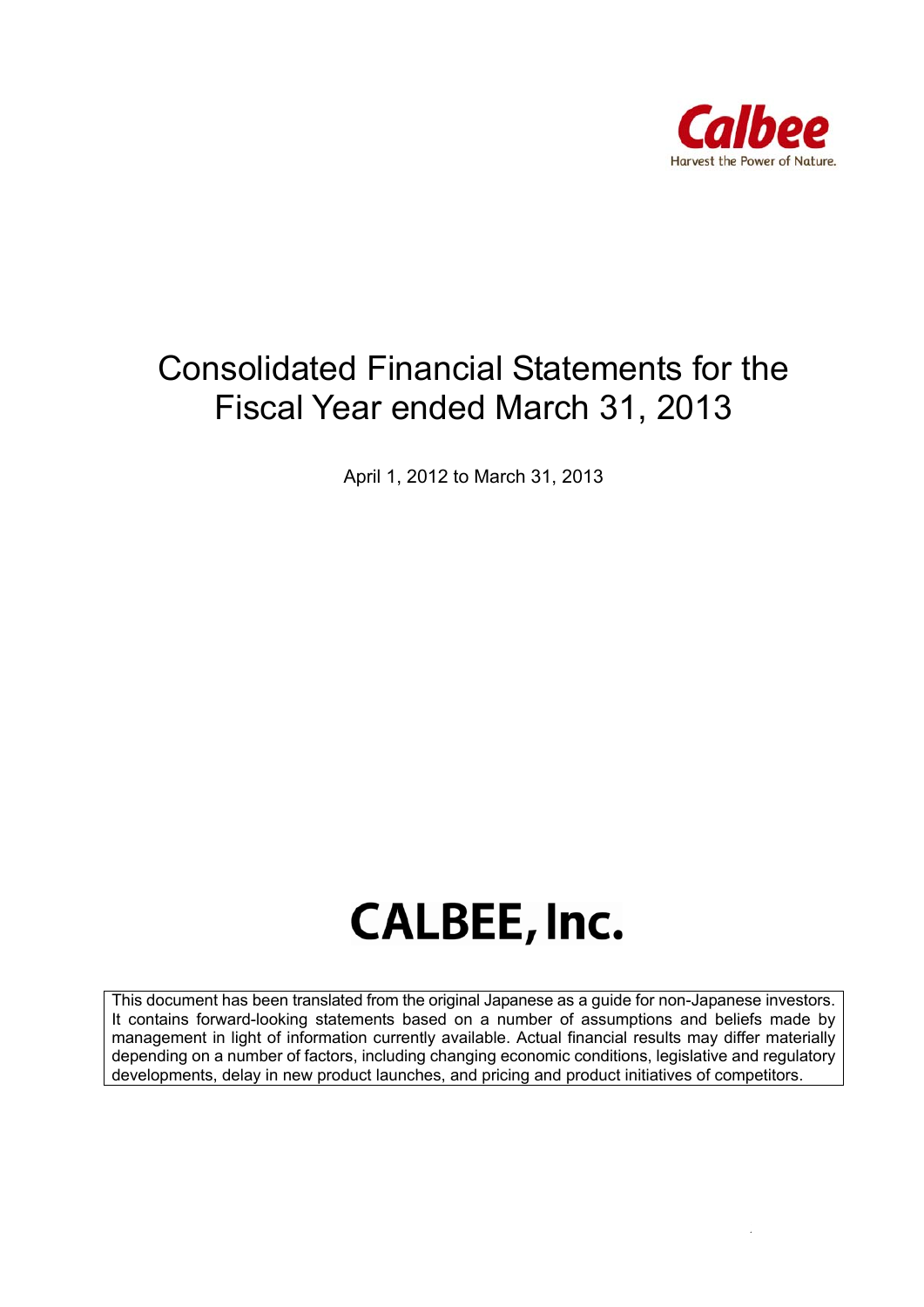Calbee

Harvest the Power of Nature.

# Consolidated Financial Statements for the Fiscal Year ended March 31, 2013

April 1, 2012 to March 31, 2013

# CALBEE, Inc.

This document has been translated from the original Japanese as a guide for non-Japanese investors. It contains forward-looking statements based on a number of assumptions and beliefs made by management in light of information currently available. Actual financial results may differ materially depending on a number of factors, including changing economic conditions, legislative and regulatory developments, delay in new product launches, and pricing and product initiatives of competitors.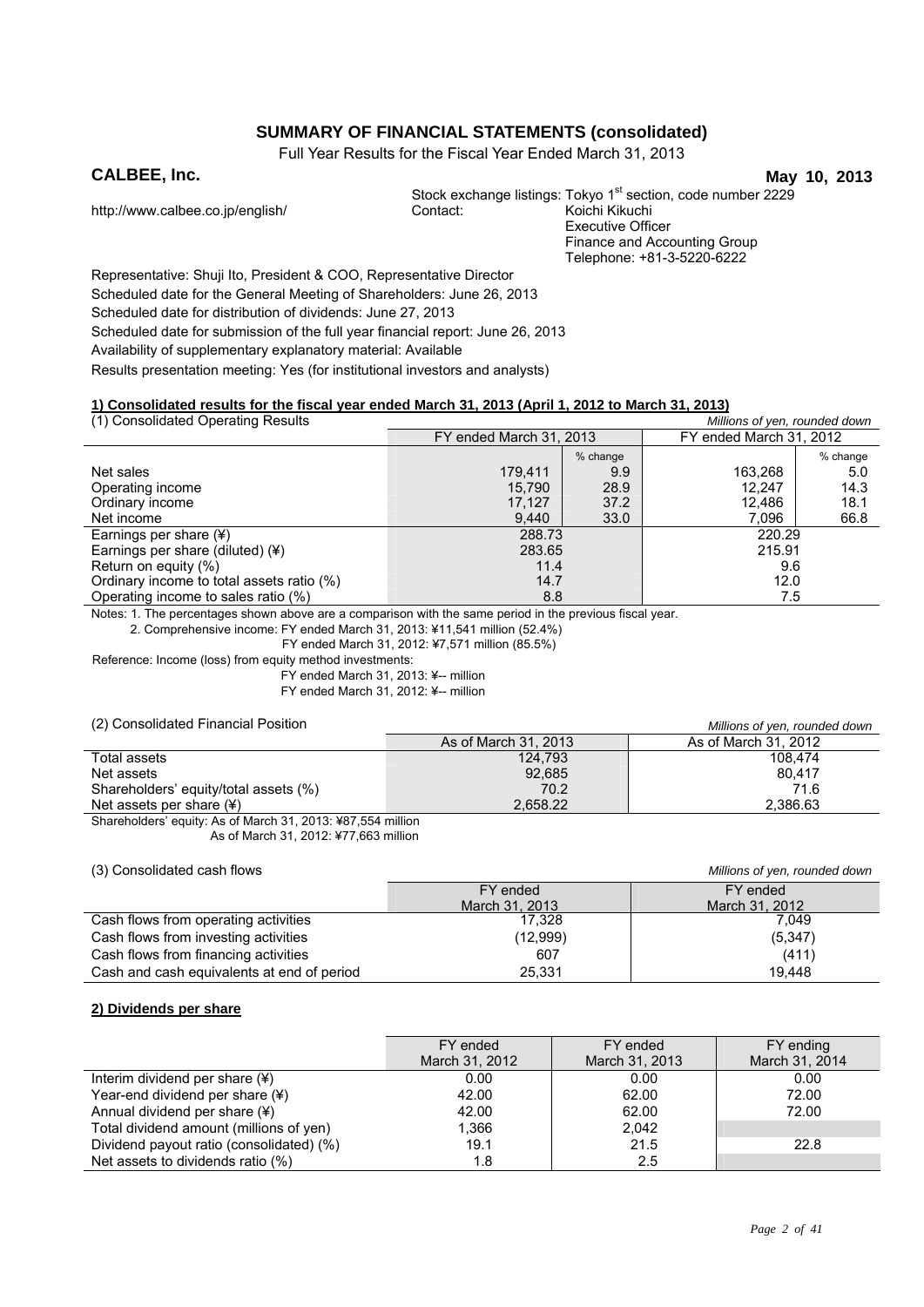# SUMMARY OF FINANCIAL STATEMENTS (consolidated)

Full Year Results for the Fiscal Year Ended March 31, 2013

**CALBEE, Inc.** **May 10, 2013**

Stock exchange listings: Tokyo 1st section, code number 2229

http://www.calbee.co.jp/english/

Contact: Koichi Kikuchi
Executive Officer
Finance and Accounting Group
Telephone: +81-3-5220-6222

Representative: Shuji Ito, President & COO, Representative Director

Scheduled date for the General Meeting of Shareholders: June 26, 2013

Scheduled date for distribution of dividends: June 27, 2013

Scheduled date for submission of the full year financial report: June 26, 2013

Availability of supplementary explanatory material: Available

Results presentation meeting: Yes (for institutional investors and analysts)

**1) Consolidated results for the fiscal year ended March 31, 2013 (April 1, 2012 to March 31, 2013)**

(1) Consolidated Operating Results *Millions of yen, rounded down*

| | FY ended March 31, 2013 | | FY ended March 31, 2012 | |
|---|---|---|---|---|
| | | % change | | % change |
| Net sales | 179,411 | 9.9 | 163,268 | 5.0 |
| Operating income | 15,790 | 28.9 | 12,247 | 14.3 |
| Ordinary income | 17,127 | 37.2 | 12,486 | 18.1 |
| Net income | 9,440 | 33.0 | 7,096 | 66.8 |
| Earnings per share (¥) | 288.73 | | 220.29 | |
| Earnings per share (diluted) (¥) | 283.65 | | 215.91 | |
| Return on equity (%) | 11.4 | | 9.6 | |
| Ordinary income to total assets ratio (%) | 14.7 | | 12.0 | |
| Operating income to sales ratio (%) | 8.8 | | 7.5 | |

Notes: 1. The percentages shown above are a comparison with the same period in the previous fiscal year.

2. Comprehensive income: FY ended March 31, 2013: ¥11,541 million (52.4%)
FY ended March 31, 2012: ¥7,571 million (85.5%)

Reference: Income (loss) from equity method investments:
FY ended March 31, 2013: ¥-- million
FY ended March 31, 2012: ¥-- million

(2) Consolidated Financial Position *Millions of yen, rounded down*

| | As of March 31, 2013 | As of March 31, 2012 |
|---|---|---|
| Total assets | 124,793 | 108,474 |
| Net assets | 92,685 | 80,417 |
| Shareholders' equity/total assets (%) | 70.2 | 71.6 |
| Net assets per share (¥) | 2,658.22 | 2,386.63 |

Shareholders' equity: As of March 31, 2013: ¥87,554 million
As of March 31, 2012: ¥77,663 million

(3) Consolidated cash flows *Millions of yen, rounded down*

| | FY ended March 31, 2013 | FY ended March 31, 2012 |
|---|---|---|
| Cash flows from operating activities | 17,328 | 7,049 |
| Cash flows from investing activities | (12,999) | (5,347) |
| Cash flows from financing activities | 607 | (411) |
| Cash and cash equivalents at end of period | 25,331 | 19,448 |

**2) Dividends per share**

| | FY ended March 31, 2012 | FY ended March 31, 2013 | FY ending March 31, 2014 |
|---|---|---|---|
| Interim dividend per share (¥) | 0.00 | 0.00 | 0.00 |
| Year-end dividend per share (¥) | 42.00 | 62.00 | 72.00 |
| Annual dividend per share (¥) | 42.00 | 62.00 | 72.00 |
| Total dividend amount (millions of yen) | 1,366 | 2,042 | |
| Dividend payout ratio (consolidated) (%) | 19.1 | 21.5 | 22.8 |
| Net assets to dividends ratio (%) | 1.8 | 2.5 | |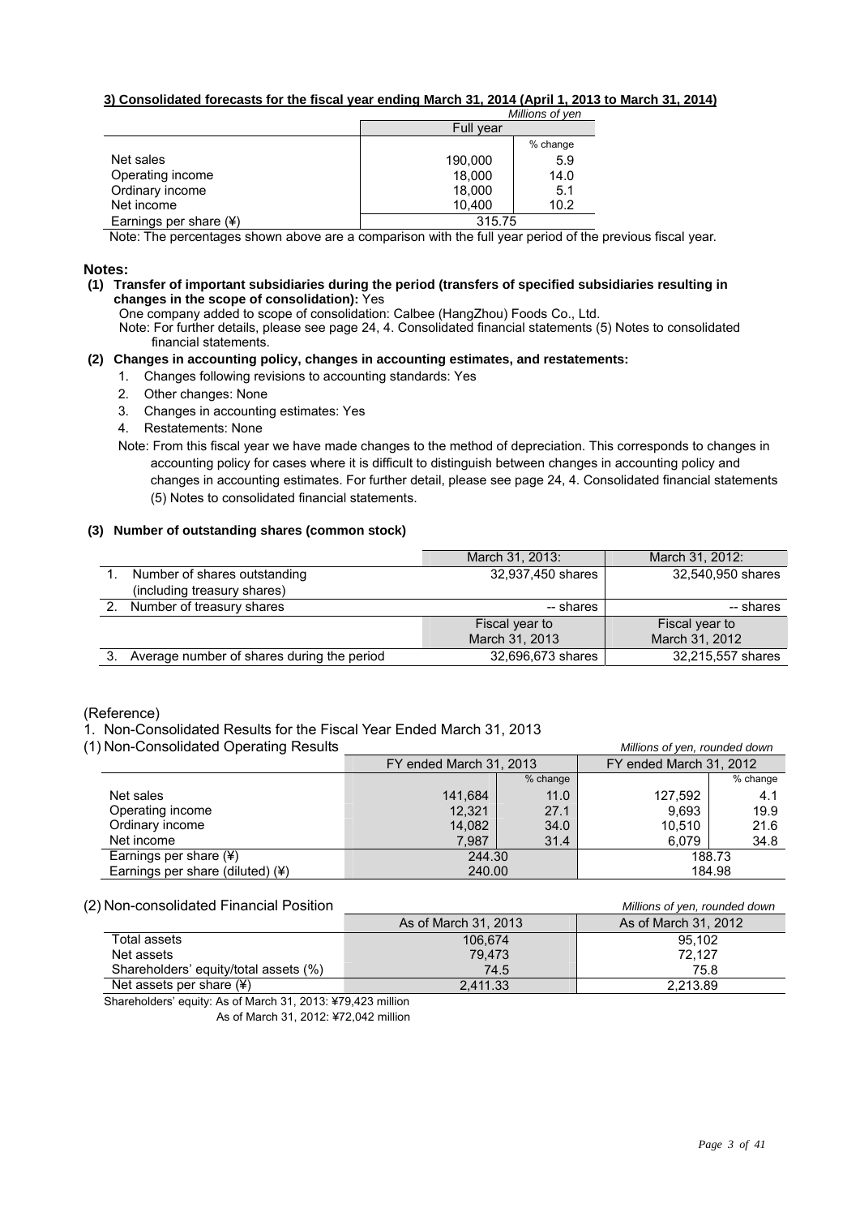**3) Consolidated forecasts for the fiscal year ending March 31, 2014 (April 1, 2013 to March 31, 2014)**

*Millions of yen*

| | Full year | |
|---|---|---|
| | | % change |
| Net sales | 190,000 | 5.9 |
| Operating income | 18,000 | 14.0 |
| Ordinary income | 18,000 | 5.1 |
| Net income | 10,400 | 10.2 |
| Earnings per share (¥) | 315.75 | |

Note: The percentages shown above are a comparison with the full year period of the previous fiscal year.

## Notes:

**(1) Transfer of important subsidiaries during the period (transfers of specified subsidiaries resulting in changes in the scope of consolidation):** Yes

One company added to scope of consolidation: Calbee (HangZhou) Foods Co., Ltd.

Note: For further details, please see page 24, 4. Consolidated financial statements (5) Notes to consolidated financial statements.

**(2) Changes in accounting policy, changes in accounting estimates, and restatements:**

1. Changes following revisions to accounting standards: Yes
2. Other changes: None
3. Changes in accounting estimates: Yes
4. Restatements: None

Note: From this fiscal year we have made changes to the method of depreciation. This corresponds to changes in accounting policy for cases where it is difficult to distinguish between changes in accounting policy and changes in accounting estimates. For further detail, please see page 24, 4. Consolidated financial statements (5) Notes to consolidated financial statements.

**(3) Number of outstanding shares (common stock)**

| | March 31, 2013: | March 31, 2012: |
|---|---|---|
| 1. Number of shares outstanding (including treasury shares) | 32,937,450 shares | 32,540,950 shares |
| 2. Number of treasury shares | -- shares | -- shares |
| | Fiscal year to March 31, 2013 | Fiscal year to March 31, 2012 |
| 3. Average number of shares during the period | 32,696,673 shares | 32,215,557 shares |

(Reference)

1. Non-Consolidated Results for the Fiscal Year Ended March 31, 2013

(1) Non-Consolidated Operating Results

*Millions of yen, rounded down*

| | FY ended March 31, 2013 | | FY ended March 31, 2012 | |
|---|---|---|---|---|
| | | % change | | % change |
| Net sales | 141,684 | 11.0 | 127,592 | 4.1 |
| Operating income | 12,321 | 27.1 | 9,693 | 19.9 |
| Ordinary income | 14,082 | 34.0 | 10,510 | 21.6 |
| Net income | 7,987 | 31.4 | 6,079 | 34.8 |
| Earnings per share (¥) | 244.30 | | 188.73 | |
| Earnings per share (diluted) (¥) | 240.00 | | 184.98 | |

(2) Non-consolidated Financial Position

*Millions of yen, rounded down*

| | As of March 31, 2013 | As of March 31, 2012 |
|---|---|---|
| Total assets | 106,674 | 95,102 |
| Net assets | 79,473 | 72,127 |
| Shareholders' equity/total assets (%) | 74.5 | 75.8 |
| Net assets per share (¥) | 2,411.33 | 2,213.89 |

Shareholders' equity: As of March 31, 2013: ¥79,423 million
As of March 31, 2012: ¥72,042 million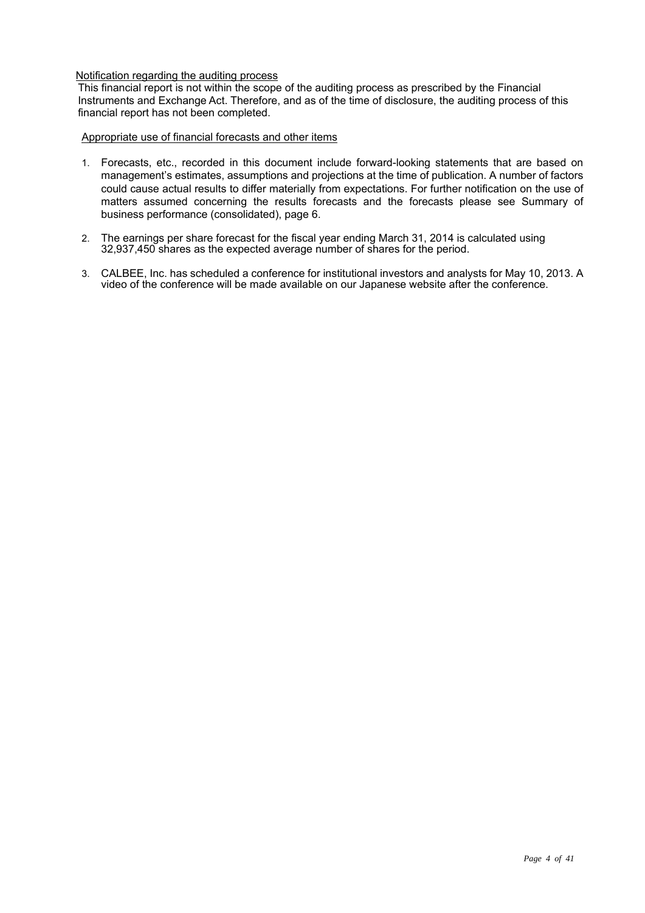Notification regarding the auditing process

This financial report is not within the scope of the auditing process as prescribed by the Financial Instruments and Exchange Act. Therefore, and as of the time of disclosure, the auditing process of this financial report has not been completed.

Appropriate use of financial forecasts and other items

1. Forecasts, etc., recorded in this document include forward-looking statements that are based on management's estimates, assumptions and projections at the time of publication. A number of factors could cause actual results to differ materially from expectations. For further notification on the use of matters assumed concerning the results forecasts and the forecasts please see Summary of business performance (consolidated), page 6.

2. The earnings per share forecast for the fiscal year ending March 31, 2014 is calculated using 32,937,450 shares as the expected average number of shares for the period.

3. CALBEE, Inc. has scheduled a conference for institutional investors and analysts for May 10, 2013. A video of the conference will be made available on our Japanese website after the conference.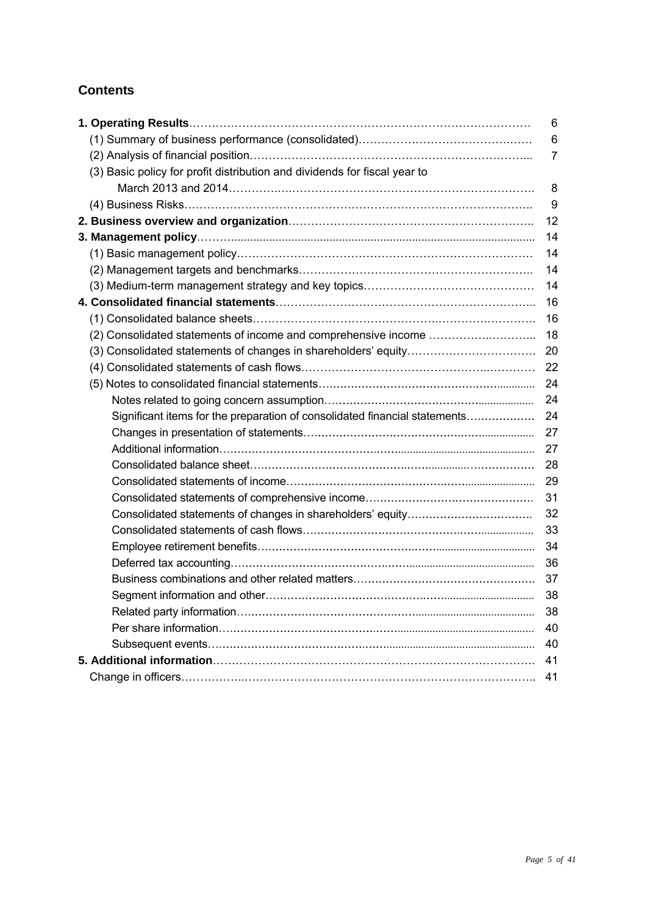## Contents

| | |
|---|---|
| **1. Operating Results** | 6 |
| (1) Summary of business performance (consolidated) | 6 |
| (2) Analysis of financial position | 7 |
| (3) Basic policy for profit distribution and dividends for fiscal year to March 2013 and 2014 | 8 |
| (4) Business Risks | 9 |
| **2. Business overview and organization** | 12 |
| **3. Management policy** | 14 |
| (1) Basic management policy | 14 |
| (2) Management targets and benchmarks | 14 |
| (3) Medium-term management strategy and key topics | 14 |
| **4. Consolidated financial statements** | 16 |
| (1) Consolidated balance sheets | 16 |
| (2) Consolidated statements of income and comprehensive income | 18 |
| (3) Consolidated statements of changes in shareholders' equity | 20 |
| (4) Consolidated statements of cash flows | 22 |
| (5) Notes to consolidated financial statements | 24 |
| Notes related to going concern assumption | 24 |
| Significant items for the preparation of consolidated financial statements | 24 |
| Changes in presentation of statements | 27 |
| Additional information | 27 |
| Consolidated balance sheet | 28 |
| Consolidated statements of income | 29 |
| Consolidated statements of comprehensive income | 31 |
| Consolidated statements of changes in shareholders' equity | 32 |
| Consolidated statements of cash flows | 33 |
| Employee retirement benefits | 34 |
| Deferred tax accounting | 36 |
| Business combinations and other related matters | 37 |
| Segment information and other | 38 |
| Related party information | 38 |
| Per share information | 40 |
| Subsequent events | 40 |
| **5. Additional information** | 41 |
| Change in officers | 41 |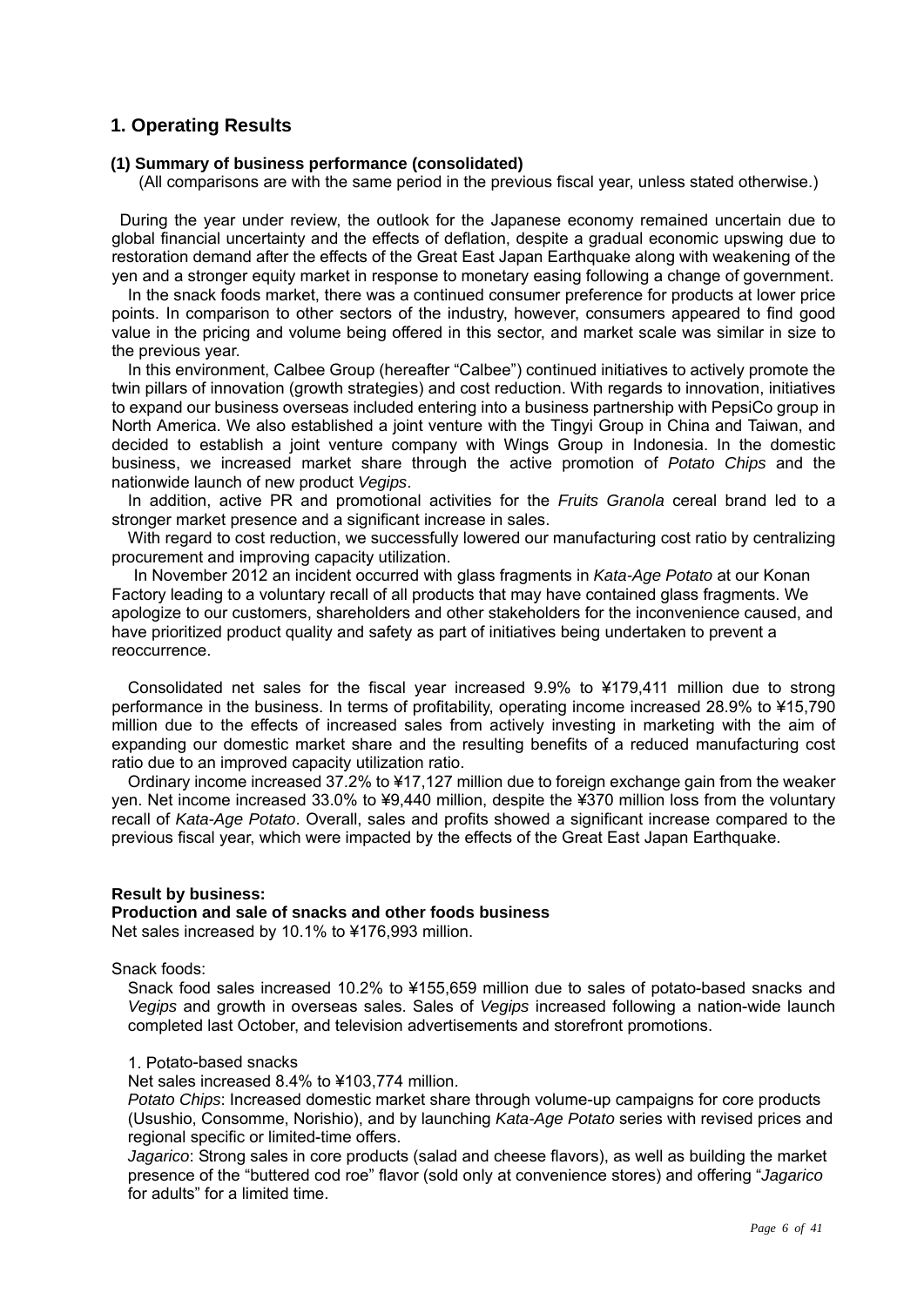## 1. Operating Results

### (1) Summary of business performance (consolidated)

(All comparisons are with the same period in the previous fiscal year, unless stated otherwise.)

During the year under review, the outlook for the Japanese economy remained uncertain due to global financial uncertainty and the effects of deflation, despite a gradual economic upswing due to restoration demand after the effects of the Great East Japan Earthquake along with weakening of the yen and a stronger equity market in response to monetary easing following a change of government.

In the snack foods market, there was a continued consumer preference for products at lower price points. In comparison to other sectors of the industry, however, consumers appeared to find good value in the pricing and volume being offered in this sector, and market scale was similar in size to the previous year.

In this environment, Calbee Group (hereafter "Calbee") continued initiatives to actively promote the twin pillars of innovation (growth strategies) and cost reduction. With regards to innovation, initiatives to expand our business overseas included entering into a business partnership with PepsiCo group in North America. We also established a joint venture with the Tingyi Group in China and Taiwan, and decided to establish a joint venture company with Wings Group in Indonesia. In the domestic business, we increased market share through the active promotion of *Potato Chips* and the nationwide launch of new product *Vegips*.

In addition, active PR and promotional activities for the *Fruits Granola* cereal brand led to a stronger market presence and a significant increase in sales.

With regard to cost reduction, we successfully lowered our manufacturing cost ratio by centralizing procurement and improving capacity utilization.

In November 2012 an incident occurred with glass fragments in *Kata-Age Potato* at our Konan Factory leading to a voluntary recall of all products that may have contained glass fragments. We apologize to our customers, shareholders and other stakeholders for the inconvenience caused, and have prioritized product quality and safety as part of initiatives being undertaken to prevent a reoccurrence.

Consolidated net sales for the fiscal year increased 9.9% to ¥179,411 million due to strong performance in the business. In terms of profitability, operating income increased 28.9% to ¥15,790 million due to the effects of increased sales from actively investing in marketing with the aim of expanding our domestic market share and the resulting benefits of a reduced manufacturing cost ratio due to an improved capacity utilization ratio.

Ordinary income increased 37.2% to ¥17,127 million due to foreign exchange gain from the weaker yen. Net income increased 33.0% to ¥9,440 million, despite the ¥370 million loss from the voluntary recall of *Kata-Age Potato*. Overall, sales and profits showed a significant increase compared to the previous fiscal year, which were impacted by the effects of the Great East Japan Earthquake.

**Result by business:**

**Production and sale of snacks and other foods business**

Net sales increased by 10.1% to ¥176,993 million.

Snack foods:

Snack food sales increased 10.2% to ¥155,659 million due to sales of potato-based snacks and *Vegips* and growth in overseas sales. Sales of *Vegips* increased following a nation-wide launch completed last October, and television advertisements and storefront promotions.

1. Potato-based snacks

Net sales increased 8.4% to ¥103,774 million.

*Potato Chips*: Increased domestic market share through volume-up campaigns for core products (Usushio, Consomme, Norishio), and by launching *Kata-Age Potato* series with revised prices and regional specific or limited-time offers.

*Jagarico*: Strong sales in core products (salad and cheese flavors), as well as building the market presence of the "buttered cod roe" flavor (sold only at convenience stores) and offering "*Jagarico* for adults" for a limited time.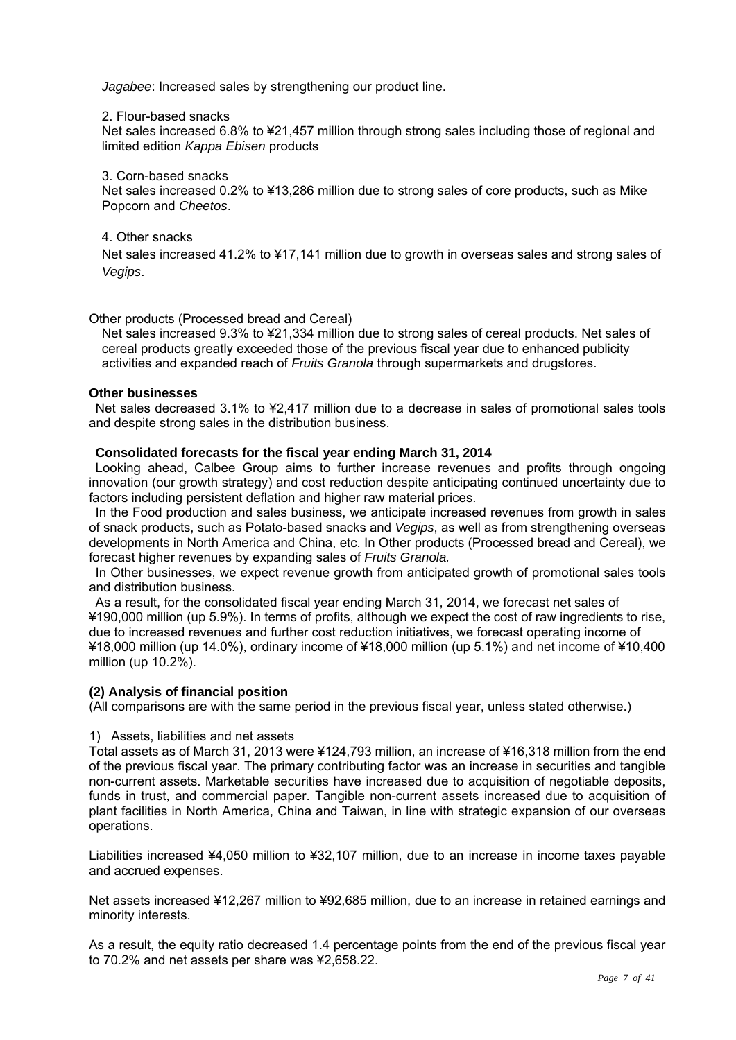*Jagabee*: Increased sales by strengthening our product line.

2. Flour-based snacks

Net sales increased 6.8% to ¥21,457 million through strong sales including those of regional and limited edition *Kappa Ebisen* products

3. Corn-based snacks

Net sales increased 0.2% to ¥13,286 million due to strong sales of core products, such as Mike Popcorn and *Cheetos*.

4. Other snacks

Net sales increased 41.2% to ¥17,141 million due to growth in overseas sales and strong sales of *Vegips*.

Other products (Processed bread and Cereal)

Net sales increased 9.3% to ¥21,334 million due to strong sales of cereal products. Net sales of cereal products greatly exceeded those of the previous fiscal year due to enhanced publicity activities and expanded reach of *Fruits Granola* through supermarkets and drugstores.

**Other businesses**

Net sales decreased 3.1% to ¥2,417 million due to a decrease in sales of promotional sales tools and despite strong sales in the distribution business.

**Consolidated forecasts for the fiscal year ending March 31, 2014**

Looking ahead, Calbee Group aims to further increase revenues and profits through ongoing innovation (our growth strategy) and cost reduction despite anticipating continued uncertainty due to factors including persistent deflation and higher raw material prices.

In the Food production and sales business, we anticipate increased revenues from growth in sales of snack products, such as Potato-based snacks and *Vegips*, as well as from strengthening overseas developments in North America and China, etc. In Other products (Processed bread and Cereal), we forecast higher revenues by expanding sales of *Fruits Granola.*

In Other businesses, we expect revenue growth from anticipated growth of promotional sales tools and distribution business.

As a result, for the consolidated fiscal year ending March 31, 2014, we forecast net sales of ¥190,000 million (up 5.9%). In terms of profits, although we expect the cost of raw ingredients to rise, due to increased revenues and further cost reduction initiatives, we forecast operating income of ¥18,000 million (up 14.0%), ordinary income of ¥18,000 million (up 5.1%) and net income of ¥10,400 million (up 10.2%).

**(2) Analysis of financial position**

(All comparisons are with the same period in the previous fiscal year, unless stated otherwise.)

1) Assets, liabilities and net assets

Total assets as of March 31, 2013 were ¥124,793 million, an increase of ¥16,318 million from the end of the previous fiscal year. The primary contributing factor was an increase in securities and tangible non-current assets. Marketable securities have increased due to acquisition of negotiable deposits, funds in trust, and commercial paper. Tangible non-current assets increased due to acquisition of plant facilities in North America, China and Taiwan, in line with strategic expansion of our overseas operations.

Liabilities increased ¥4,050 million to ¥32,107 million, due to an increase in income taxes payable and accrued expenses.

Net assets increased ¥12,267 million to ¥92,685 million, due to an increase in retained earnings and minority interests.

As a result, the equity ratio decreased 1.4 percentage points from the end of the previous fiscal year to 70.2% and net assets per share was ¥2,658.22.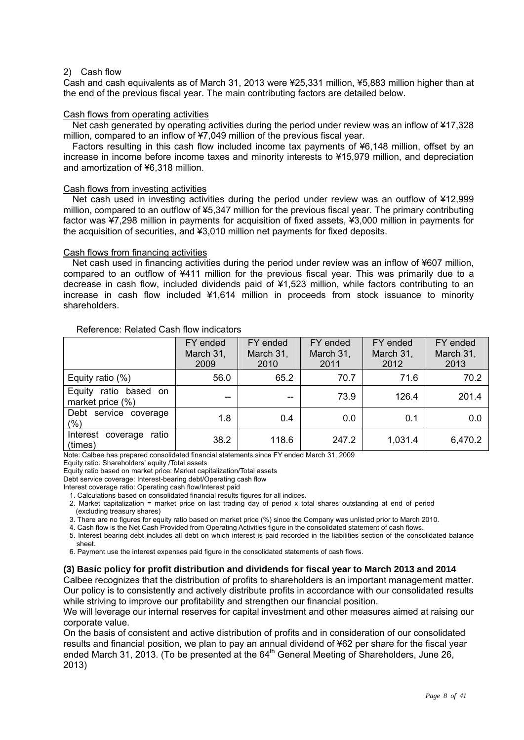2) Cash flow

Cash and cash equivalents as of March 31, 2013 were ¥25,331 million, ¥5,883 million higher than at the end of the previous fiscal year. The main contributing factors are detailed below.

Cash flows from operating activities

Net cash generated by operating activities during the period under review was an inflow of ¥17,328 million, compared to an inflow of ¥7,049 million of the previous fiscal year.

Factors resulting in this cash flow included income tax payments of ¥6,148 million, offset by an increase in income before income taxes and minority interests to ¥15,979 million, and depreciation and amortization of ¥6,318 million.

Cash flows from investing activities

Net cash used in investing activities during the period under review was an outflow of ¥12,999 million, compared to an outflow of ¥5,347 million for the previous fiscal year. The primary contributing factor was ¥7,298 million in payments for acquisition of fixed assets, ¥3,000 million in payments for the acquisition of securities, and ¥3,010 million net payments for fixed deposits.

Cash flows from financing activities

Net cash used in financing activities during the period under review was an inflow of ¥607 million, compared to an outflow of ¥411 million for the previous fiscal year. This was primarily due to a decrease in cash flow, included dividends paid of ¥1,523 million, while factors contributing to an increase in cash flow included ¥1,614 million in proceeds from stock issuance to minority shareholders.

Reference: Related Cash flow indicators

| | FY ended March 31, 2009 | FY ended March 31, 2010 | FY ended March 31, 2011 | FY ended March 31, 2012 | FY ended March 31, 2013 |
|---|---|---|---|---|---|
| Equity ratio (%) | 56.0 | 65.2 | 70.7 | 71.6 | 70.2 |
| Equity ratio based on market price (%) | -- | -- | 73.9 | 126.4 | 201.4 |
| Debt service coverage (%) | 1.8 | 0.4 | 0.0 | 0.1 | 0.0 |
| Interest coverage ratio (times) | 38.2 | 118.6 | 247.2 | 1,031.4 | 6,470.2 |

Note: Calbee has prepared consolidated financial statements since FY ended March 31, 2009

Equity ratio: Shareholders' equity /Total assets

Equity ratio based on market price: Market capitalization/Total assets

Debt service coverage: Interest-bearing debt/Operating cash flow

Interest coverage ratio: Operating cash flow/Interest paid

1. Calculations based on consolidated financial results figures for all indices.
2. Market capitalization = market price on last trading day of period x total shares outstanding at end of period (excluding treasury shares)
3. There are no figures for equity ratio based on market price (%) since the Company was unlisted prior to March 2010.
4. Cash flow is the Net Cash Provided from Operating Activities figure in the consolidated statement of cash flows.
5. Interest bearing debt includes all debt on which interest is paid recorded in the liabilities section of the consolidated balance sheet.
6. Payment use the interest expenses paid figure in the consolidated statements of cash flows.

### (3) Basic policy for profit distribution and dividends for fiscal year to March 2013 and 2014

Calbee recognizes that the distribution of profits to shareholders is an important management matter. Our policy is to consistently and actively distribute profits in accordance with our consolidated results while striving to improve our profitability and strengthen our financial position.

We will leverage our internal reserves for capital investment and other measures aimed at raising our corporate value.

On the basis of consistent and active distribution of profits and in consideration of our consolidated results and financial position, we plan to pay an annual dividend of ¥62 per share for the fiscal year ended March 31, 2013. (To be presented at the 64th General Meeting of Shareholders, June 26, 2013)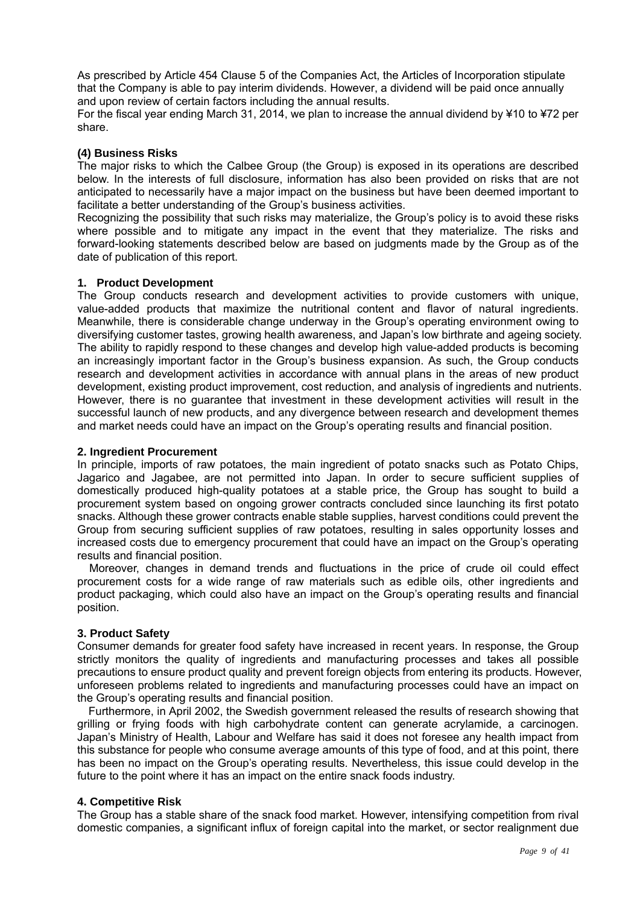As prescribed by Article 454 Clause 5 of the Companies Act, the Articles of Incorporation stipulate that the Company is able to pay interim dividends. However, a dividend will be paid once annually and upon review of certain factors including the annual results.
For the fiscal year ending March 31, 2014, we plan to increase the annual dividend by ¥10 to ¥72 per share.

### (4) Business Risks

The major risks to which the Calbee Group (the Group) is exposed in its operations are described below. In the interests of full disclosure, information has also been provided on risks that are not anticipated to necessarily have a major impact on the business but have been deemed important to facilitate a better understanding of the Group's business activities.
Recognizing the possibility that such risks may materialize, the Group's policy is to avoid these risks where possible and to mitigate any impact in the event that they materialize. The risks and forward-looking statements described below are based on judgments made by the Group as of the date of publication of this report.

#### 1. Product Development

The Group conducts research and development activities to provide customers with unique, value-added products that maximize the nutritional content and flavor of natural ingredients. Meanwhile, there is considerable change underway in the Group's operating environment owing to diversifying customer tastes, growing health awareness, and Japan's low birthrate and ageing society. The ability to rapidly respond to these changes and develop high value-added products is becoming an increasingly important factor in the Group's business expansion. As such, the Group conducts research and development activities in accordance with annual plans in the areas of new product development, existing product improvement, cost reduction, and analysis of ingredients and nutrients. However, there is no guarantee that investment in these development activities will result in the successful launch of new products, and any divergence between research and development themes and market needs could have an impact on the Group's operating results and financial position.

#### 2. Ingredient Procurement

In principle, imports of raw potatoes, the main ingredient of potato snacks such as Potato Chips, Jagarico and Jagabee, are not permitted into Japan. In order to secure sufficient supplies of domestically produced high-quality potatoes at a stable price, the Group has sought to build a procurement system based on ongoing grower contracts concluded since launching its first potato snacks. Although these grower contracts enable stable supplies, harvest conditions could prevent the Group from securing sufficient supplies of raw potatoes, resulting in sales opportunity losses and increased costs due to emergency procurement that could have an impact on the Group's operating results and financial position.

Moreover, changes in demand trends and fluctuations in the price of crude oil could effect procurement costs for a wide range of raw materials such as edible oils, other ingredients and product packaging, which could also have an impact on the Group's operating results and financial position.

#### 3. Product Safety

Consumer demands for greater food safety have increased in recent years. In response, the Group strictly monitors the quality of ingredients and manufacturing processes and takes all possible precautions to ensure product quality and prevent foreign objects from entering its products. However, unforeseen problems related to ingredients and manufacturing processes could have an impact on the Group's operating results and financial position.

Furthermore, in April 2002, the Swedish government released the results of research showing that grilling or frying foods with high carbohydrate content can generate acrylamide, a carcinogen. Japan's Ministry of Health, Labour and Welfare has said it does not foresee any health impact from this substance for people who consume average amounts of this type of food, and at this point, there has been no impact on the Group's operating results. Nevertheless, this issue could develop in the future to the point where it has an impact on the entire snack foods industry.

#### 4. Competitive Risk

The Group has a stable share of the snack food market. However, intensifying competition from rival domestic companies, a significant influx of foreign capital into the market, or sector realignment due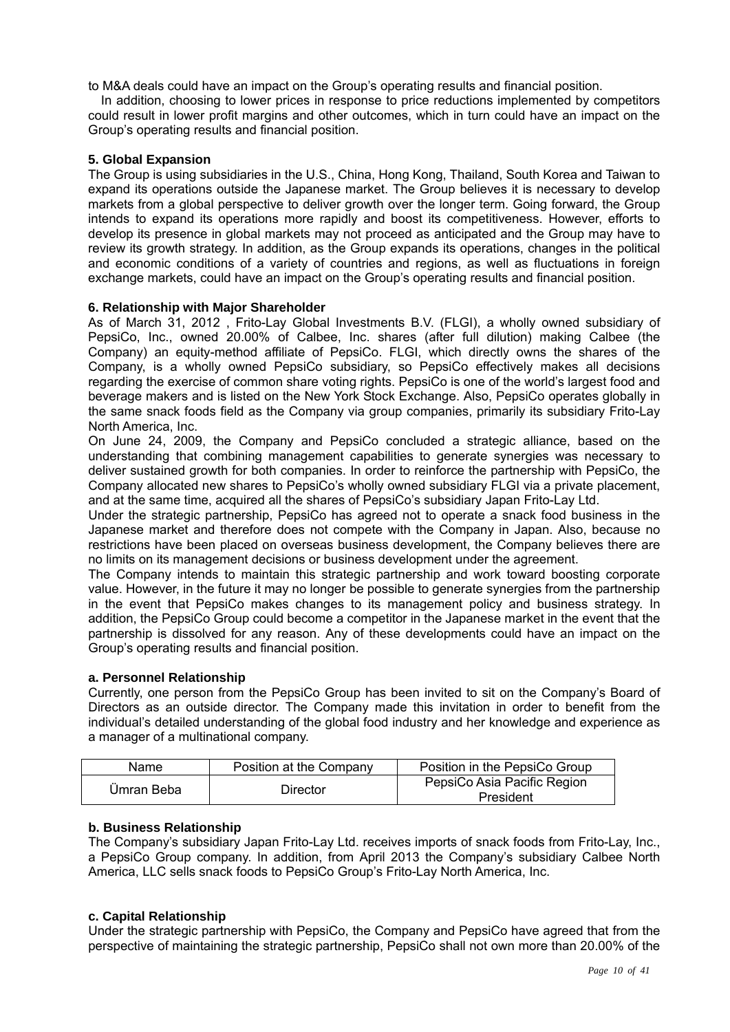to M&A deals could have an impact on the Group's operating results and financial position.

In addition, choosing to lower prices in response to price reductions implemented by competitors could result in lower profit margins and other outcomes, which in turn could have an impact on the Group's operating results and financial position.

**5. Global Expansion**

The Group is using subsidiaries in the U.S., China, Hong Kong, Thailand, South Korea and Taiwan to expand its operations outside the Japanese market. The Group believes it is necessary to develop markets from a global perspective to deliver growth over the longer term. Going forward, the Group intends to expand its operations more rapidly and boost its competitiveness. However, efforts to develop its presence in global markets may not proceed as anticipated and the Group may have to review its growth strategy. In addition, as the Group expands its operations, changes in the political and economic conditions of a variety of countries and regions, as well as fluctuations in foreign exchange markets, could have an impact on the Group's operating results and financial position.

**6. Relationship with Major Shareholder**

As of March 31, 2012 , Frito-Lay Global Investments B.V. (FLGI), a wholly owned subsidiary of PepsiCo, Inc., owned 20.00% of Calbee, Inc. shares (after full dilution) making Calbee (the Company) an equity-method affiliate of PepsiCo. FLGI, which directly owns the shares of the Company, is a wholly owned PepsiCo subsidiary, so PepsiCo effectively makes all decisions regarding the exercise of common share voting rights. PepsiCo is one of the world's largest food and beverage makers and is listed on the New York Stock Exchange. Also, PepsiCo operates globally in the same snack foods field as the Company via group companies, primarily its subsidiary Frito-Lay North America, Inc.

On June 24, 2009, the Company and PepsiCo concluded a strategic alliance, based on the understanding that combining management capabilities to generate synergies was necessary to deliver sustained growth for both companies. In order to reinforce the partnership with PepsiCo, the Company allocated new shares to PepsiCo's wholly owned subsidiary FLGI via a private placement, and at the same time, acquired all the shares of PepsiCo's subsidiary Japan Frito-Lay Ltd.

Under the strategic partnership, PepsiCo has agreed not to operate a snack food business in the Japanese market and therefore does not compete with the Company in Japan. Also, because no restrictions have been placed on overseas business development, the Company believes there are no limits on its management decisions or business development under the agreement.

The Company intends to maintain this strategic partnership and work toward boosting corporate value. However, in the future it may no longer be possible to generate synergies from the partnership in the event that PepsiCo makes changes to its management policy and business strategy. In addition, the PepsiCo Group could become a competitor in the Japanese market in the event that the partnership is dissolved for any reason. Any of these developments could have an impact on the Group's operating results and financial position.

**a. Personnel Relationship**

Currently, one person from the PepsiCo Group has been invited to sit on the Company's Board of Directors as an outside director. The Company made this invitation in order to benefit from the individual's detailed understanding of the global food industry and her knowledge and experience as a manager of a multinational company.

| Name | Position at the Company | Position in the PepsiCo Group |
|---|---|---|
| Ümran Beba | Director | PepsiCo Asia Pacific Region President |

**b. Business Relationship**

The Company's subsidiary Japan Frito-Lay Ltd. receives imports of snack foods from Frito-Lay, Inc., a PepsiCo Group company. In addition, from April 2013 the Company's subsidiary Calbee North America, LLC sells snack foods to PepsiCo Group's Frito-Lay North America, Inc.

**c. Capital Relationship**

Under the strategic partnership with PepsiCo, the Company and PepsiCo have agreed that from the perspective of maintaining the strategic partnership, PepsiCo shall not own more than 20.00% of the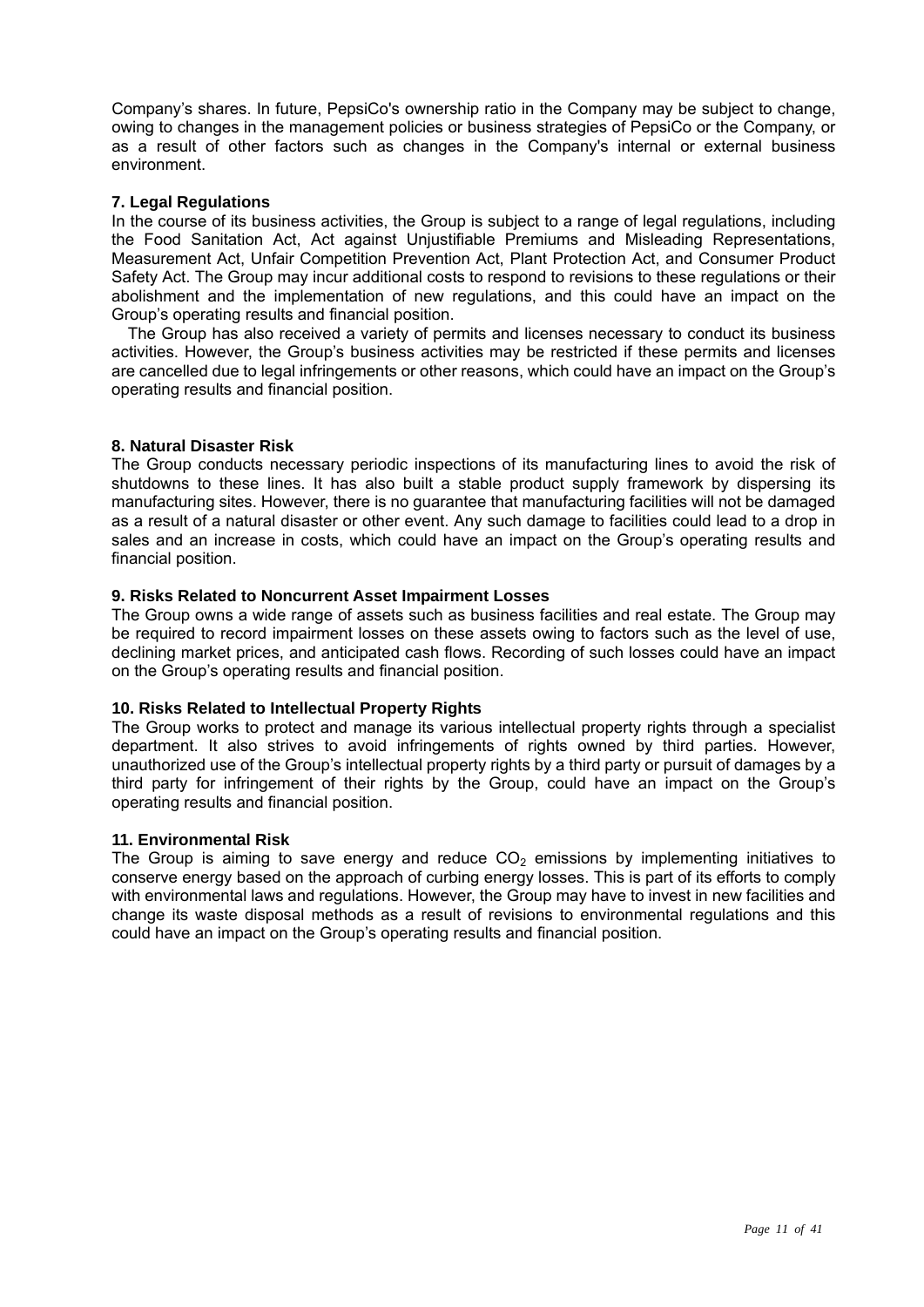Company’s shares. In future, PepsiCo's ownership ratio in the Company may be subject to change, owing to changes in the management policies or business strategies of PepsiCo or the Company, or as a result of other factors such as changes in the Company's internal or external business environment.

**7. Legal Regulations**

In the course of its business activities, the Group is subject to a range of legal regulations, including the Food Sanitation Act, Act against Unjustifiable Premiums and Misleading Representations, Measurement Act, Unfair Competition Prevention Act, Plant Protection Act, and Consumer Product Safety Act. The Group may incur additional costs to respond to revisions to these regulations or their abolishment and the implementation of new regulations, and this could have an impact on the Group’s operating results and financial position.

The Group has also received a variety of permits and licenses necessary to conduct its business activities. However, the Group’s business activities may be restricted if these permits and licenses are cancelled due to legal infringements or other reasons, which could have an impact on the Group’s operating results and financial position.

**8. Natural Disaster Risk**

The Group conducts necessary periodic inspections of its manufacturing lines to avoid the risk of shutdowns to these lines. It has also built a stable product supply framework by dispersing its manufacturing sites. However, there is no guarantee that manufacturing facilities will not be damaged as a result of a natural disaster or other event. Any such damage to facilities could lead to a drop in sales and an increase in costs, which could have an impact on the Group’s operating results and financial position.

**9. Risks Related to Noncurrent Asset Impairment Losses**

The Group owns a wide range of assets such as business facilities and real estate. The Group may be required to record impairment losses on these assets owing to factors such as the level of use, declining market prices, and anticipated cash flows. Recording of such losses could have an impact on the Group’s operating results and financial position.

**10. Risks Related to Intellectual Property Rights**

The Group works to protect and manage its various intellectual property rights through a specialist department. It also strives to avoid infringements of rights owned by third parties. However, unauthorized use of the Group’s intellectual property rights by a third party or pursuit of damages by a third party for infringement of their rights by the Group, could have an impact on the Group’s operating results and financial position.

**11. Environmental Risk**

The Group is aiming to save energy and reduce $CO_2$ emissions by implementing initiatives to conserve energy based on the approach of curbing energy losses. This is part of its efforts to comply with environmental laws and regulations. However, the Group may have to invest in new facilities and change its waste disposal methods as a result of revisions to environmental regulations and this could have an impact on the Group’s operating results and financial position.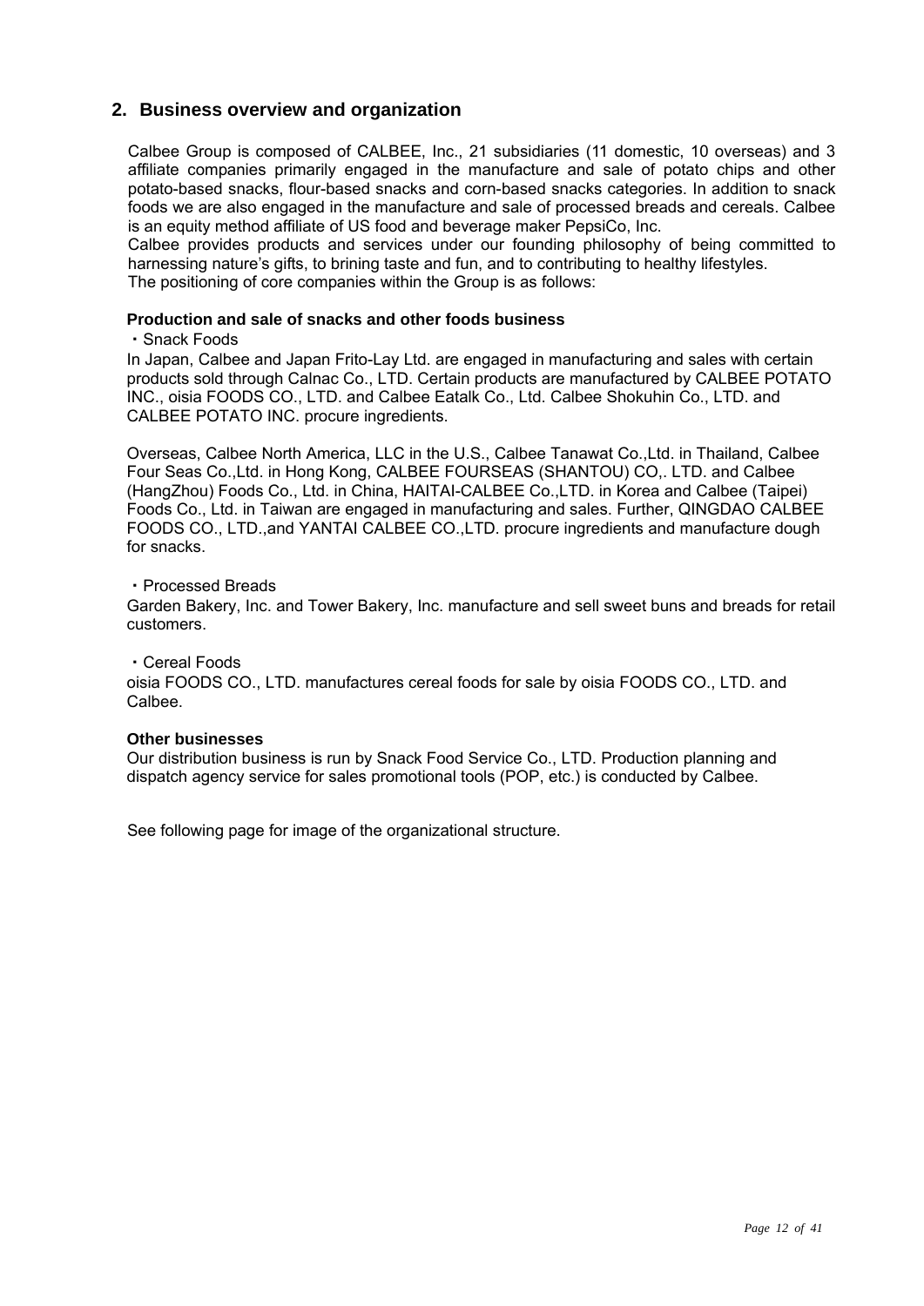## 2. Business overview and organization

Calbee Group is composed of CALBEE, Inc., 21 subsidiaries (11 domestic, 10 overseas) and 3 affiliate companies primarily engaged in the manufacture and sale of potato chips and other potato-based snacks, flour-based snacks and corn-based snacks categories. In addition to snack foods we are also engaged in the manufacture and sale of processed breads and cereals. Calbee is an equity method affiliate of US food and beverage maker PepsiCo, Inc.

Calbee provides products and services under our founding philosophy of being committed to harnessing nature's gifts, to brining taste and fun, and to contributing to healthy lifestyles.

The positioning of core companies within the Group is as follows:

**Production and sale of snacks and other foods business**

・Snack Foods

In Japan, Calbee and Japan Frito-Lay Ltd. are engaged in manufacturing and sales with certain products sold through Calnac Co., LTD. Certain products are manufactured by CALBEE POTATO INC., oisia FOODS CO., LTD. and Calbee Eatalk Co., Ltd. Calbee Shokuhin Co., LTD. and CALBEE POTATO INC. procure ingredients.

Overseas, Calbee North America, LLC in the U.S., Calbee Tanawat Co.,Ltd. in Thailand, Calbee Four Seas Co.,Ltd. in Hong Kong, CALBEE FOURSEAS (SHANTOU) CO,. LTD. and Calbee (HangZhou) Foods Co., Ltd. in China, HAITAI-CALBEE Co.,LTD. in Korea and Calbee (Taipei) Foods Co., Ltd. in Taiwan are engaged in manufacturing and sales. Further, QINGDAO CALBEE FOODS CO., LTD.,and YANTAI CALBEE CO.,LTD. procure ingredients and manufacture dough for snacks.

・Processed Breads

Garden Bakery, Inc. and Tower Bakery, Inc. manufacture and sell sweet buns and breads for retail customers.

・Cereal Foods

oisia FOODS CO., LTD. manufactures cereal foods for sale by oisia FOODS CO., LTD. and Calbee.

**Other businesses**

Our distribution business is run by Snack Food Service Co., LTD. Production planning and dispatch agency service for sales promotional tools (POP, etc.) is conducted by Calbee.

See following page for image of the organizational structure.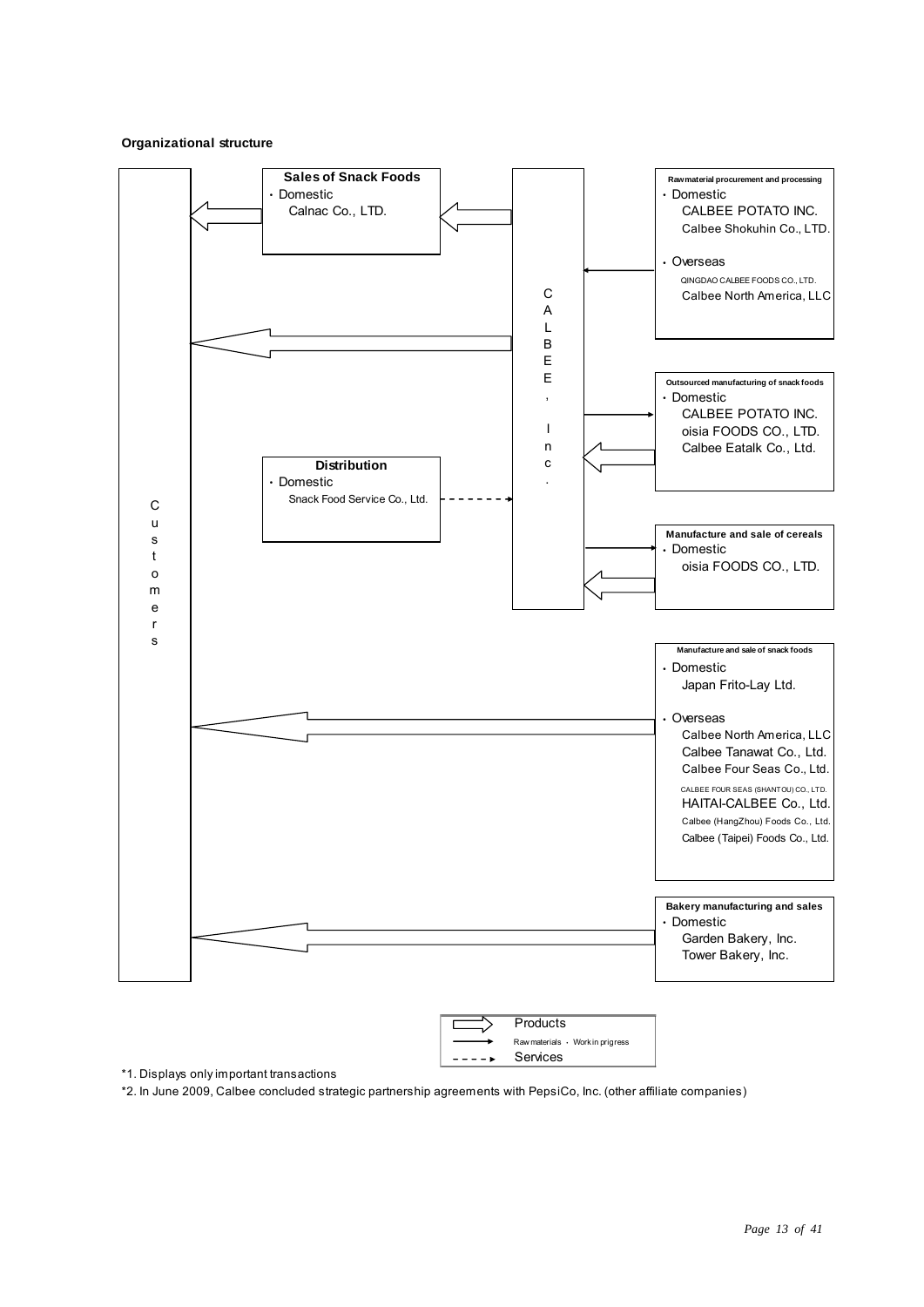**Organizational structure**

**Customers**

**CALBEE, Inc.**

**Sales of Snack Foods**
- Domestic
  - Calnac Co., LTD.

**Distribution**
- Domestic
  - Snack Food Service Co., Ltd.

**Raw material procurement and processing**
- Domestic
  - CALBEE POTATO INC.
  - Calbee Shokuhin Co., LTD.
- Overseas
  - QINGDAO CALBEE FOODS CO., LTD.
  - Calbee North America, LLC

**Outsourced manufacturing of snack foods**
- Domestic
  - CALBEE POTATO INC.
  - oisia FOODS CO., LTD.
  - Calbee Eatalk Co., Ltd.

**Manufacture and sale of cereals**
- Domestic
  - oisia FOODS CO., LTD.

**Manufacture and sale of snack foods**
- Domestic
  - Japan Frito-Lay Ltd.
- Overseas
  - Calbee North America, LLC
  - Calbee Tanawat Co., Ltd.
  - Calbee Four Seas Co., Ltd.
  - CALBEE FOUR SEAS (SHANTOU) CO., LTD.
  - HAITAI-CALBEE Co., Ltd.
  - Calbee (HangZhou) Foods Co., Ltd.
  - Calbee (Taipei) Foods Co., Ltd.

**Bakery manufacturing and sales**
- Domestic
  - Garden Bakery, Inc.
  - Tower Bakery, Inc.

Legend:
- ⇨ Products
- → Raw materials · Work in prigress
- - - -▸ Services

*1. Displays only important transactions

*2. In June 2009, Calbee concluded strategic partnership agreements with PepsiCo, Inc. (other affiliate companies)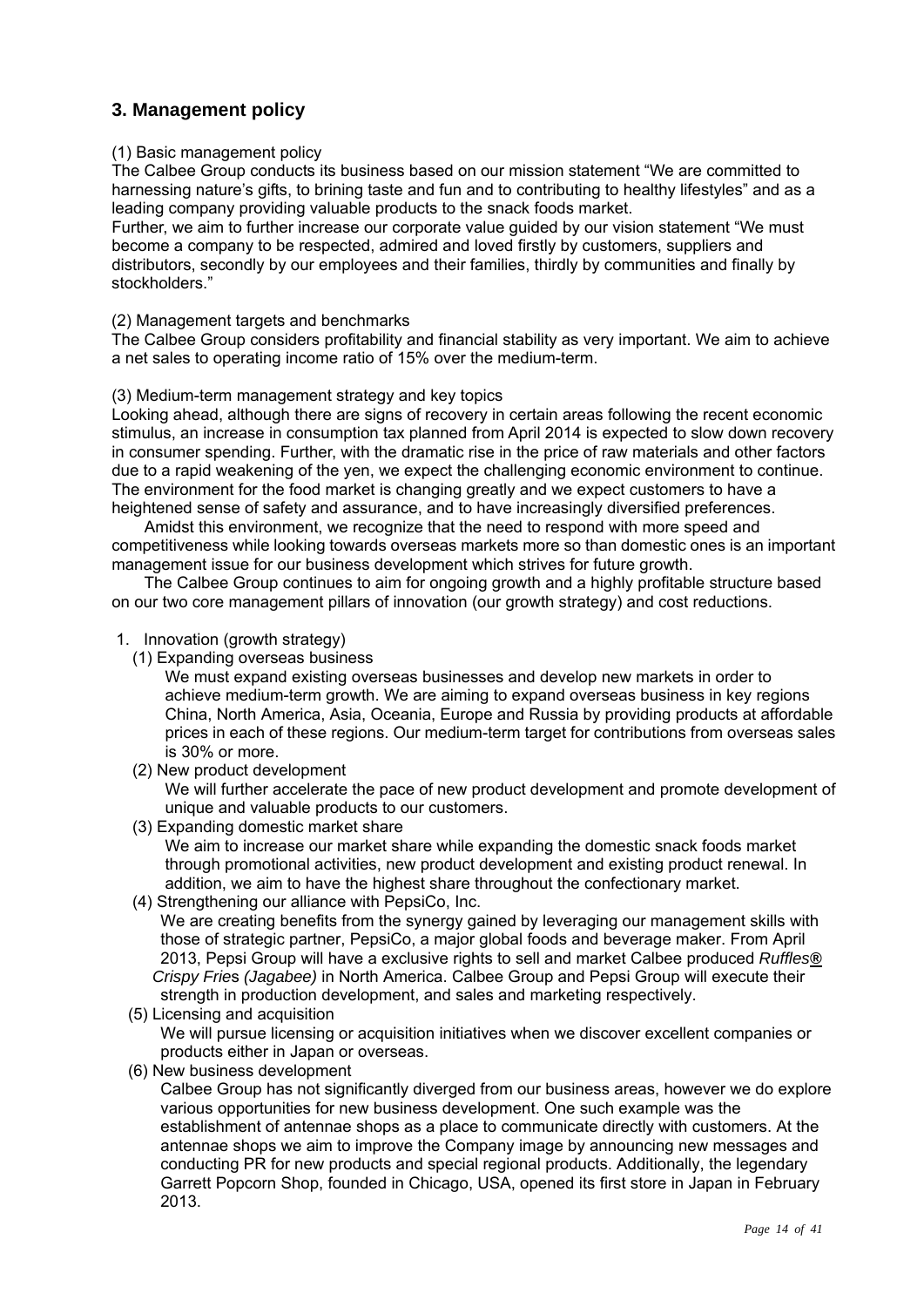## 3. Management policy

(1) Basic management policy

The Calbee Group conducts its business based on our mission statement "We are committed to harnessing nature's gifts, to brining taste and fun and to contributing to healthy lifestyles" and as a leading company providing valuable products to the snack foods market.

Further, we aim to further increase our corporate value guided by our vision statement "We must become a company to be respected, admired and loved firstly by customers, suppliers and distributors, secondly by our employees and their families, thirdly by communities and finally by stockholders."

(2) Management targets and benchmarks

The Calbee Group considers profitability and financial stability as very important. We aim to achieve a net sales to operating income ratio of 15% over the medium-term.

(3) Medium-term management strategy and key topics

Looking ahead, although there are signs of recovery in certain areas following the recent economic stimulus, an increase in consumption tax planned from April 2014 is expected to slow down recovery in consumer spending. Further, with the dramatic rise in the price of raw materials and other factors due to a rapid weakening of the yen, we expect the challenging economic environment to continue. The environment for the food market is changing greatly and we expect customers to have a heightened sense of safety and assurance, and to have increasingly diversified preferences.

Amidst this environment, we recognize that the need to respond with more speed and competitiveness while looking towards overseas markets more so than domestic ones is an important management issue for our business development which strives for future growth.

The Calbee Group continues to aim for ongoing growth and a highly profitable structure based on our two core management pillars of innovation (our growth strategy) and cost reductions.

1. Innovation (growth strategy)
   - (1) Expanding overseas business

     We must expand existing overseas businesses and develop new markets in order to achieve medium-term growth. We are aiming to expand overseas business in key regions China, North America, Asia, Oceania, Europe and Russia by providing products at affordable prices in each of these regions. Our medium-term target for contributions from overseas sales is 30% or more.
   - (2) New product development

     We will further accelerate the pace of new product development and promote development of unique and valuable products to our customers.
   - (3) Expanding domestic market share

     We aim to increase our market share while expanding the domestic snack foods market through promotional activities, new product development and existing product renewal. In addition, we aim to have the highest share throughout the confectionary market.
   - (4) Strengthening our alliance with PepsiCo, Inc.

     We are creating benefits from the synergy gained by leveraging our management skills with those of strategic partner, PepsiCo, a major global foods and beverage maker. From April 2013, Pepsi Group will have a exclusive rights to sell and market Calbee produced *Ruffles® Crispy Fries (Jagabee)* in North America. Calbee Group and Pepsi Group will execute their strength in production development, and sales and marketing respectively.
   - (5) Licensing and acquisition

     We will pursue licensing or acquisition initiatives when we discover excellent companies or products either in Japan or overseas.
   - (6) New business development

     Calbee Group has not significantly diverged from our business areas, however we do explore various opportunities for new business development. One such example was the establishment of antennae shops as a place to communicate directly with customers. At the antennae shops we aim to improve the Company image by announcing new messages and conducting PR for new products and special regional products. Additionally, the legendary Garrett Popcorn Shop, founded in Chicago, USA, opened its first store in Japan in February 2013.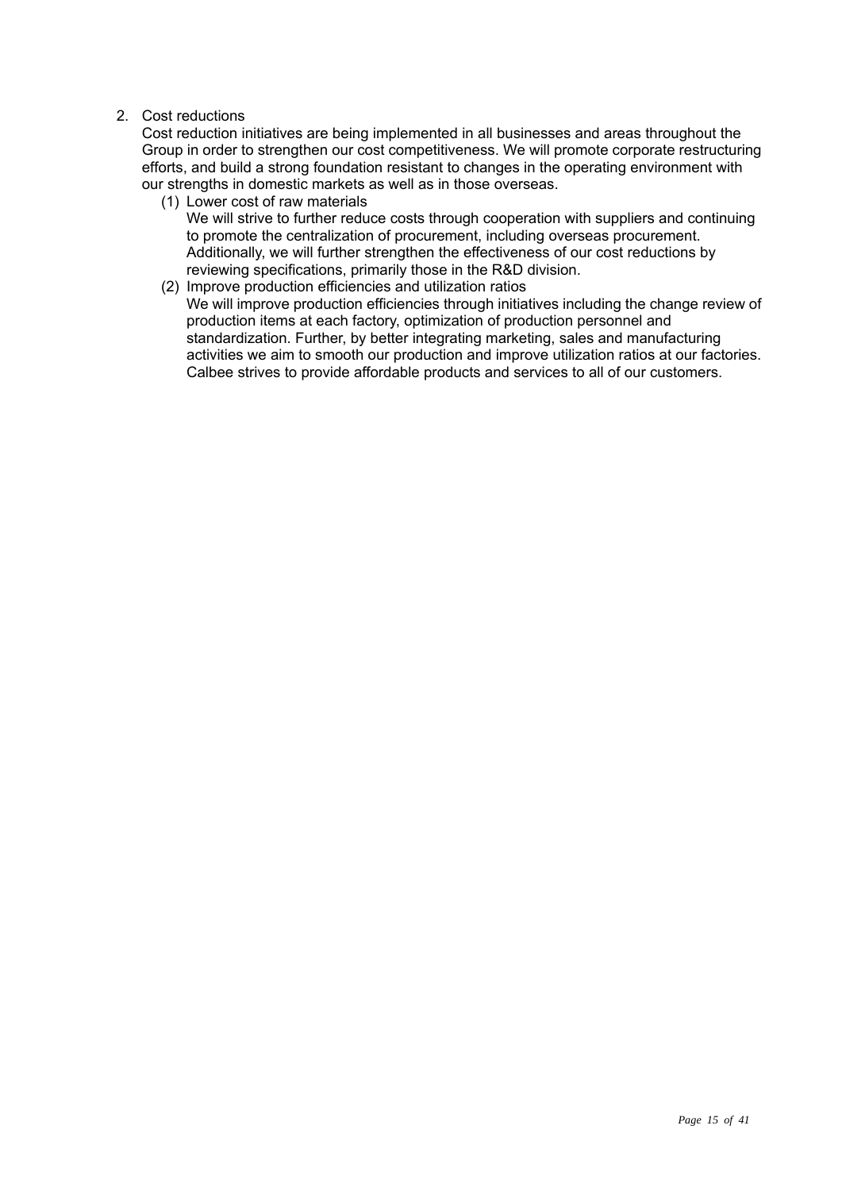2. Cost reductions

   Cost reduction initiatives are being implemented in all businesses and areas throughout the Group in order to strengthen our cost competitiveness. We will promote corporate restructuring efforts, and build a strong foundation resistant to changes in the operating environment with our strengths in domestic markets as well as in those overseas.

   (1) Lower cost of raw materials

   We will strive to further reduce costs through cooperation with suppliers and continuing to promote the centralization of procurement, including overseas procurement. Additionally, we will further strengthen the effectiveness of our cost reductions by reviewing specifications, primarily those in the R&D division.

   (2) Improve production efficiencies and utilization ratios

   We will improve production efficiencies through initiatives including the change review of production items at each factory, optimization of production personnel and standardization. Further, by better integrating marketing, sales and manufacturing activities we aim to smooth our production and improve utilization ratios at our factories. Calbee strives to provide affordable products and services to all of our customers.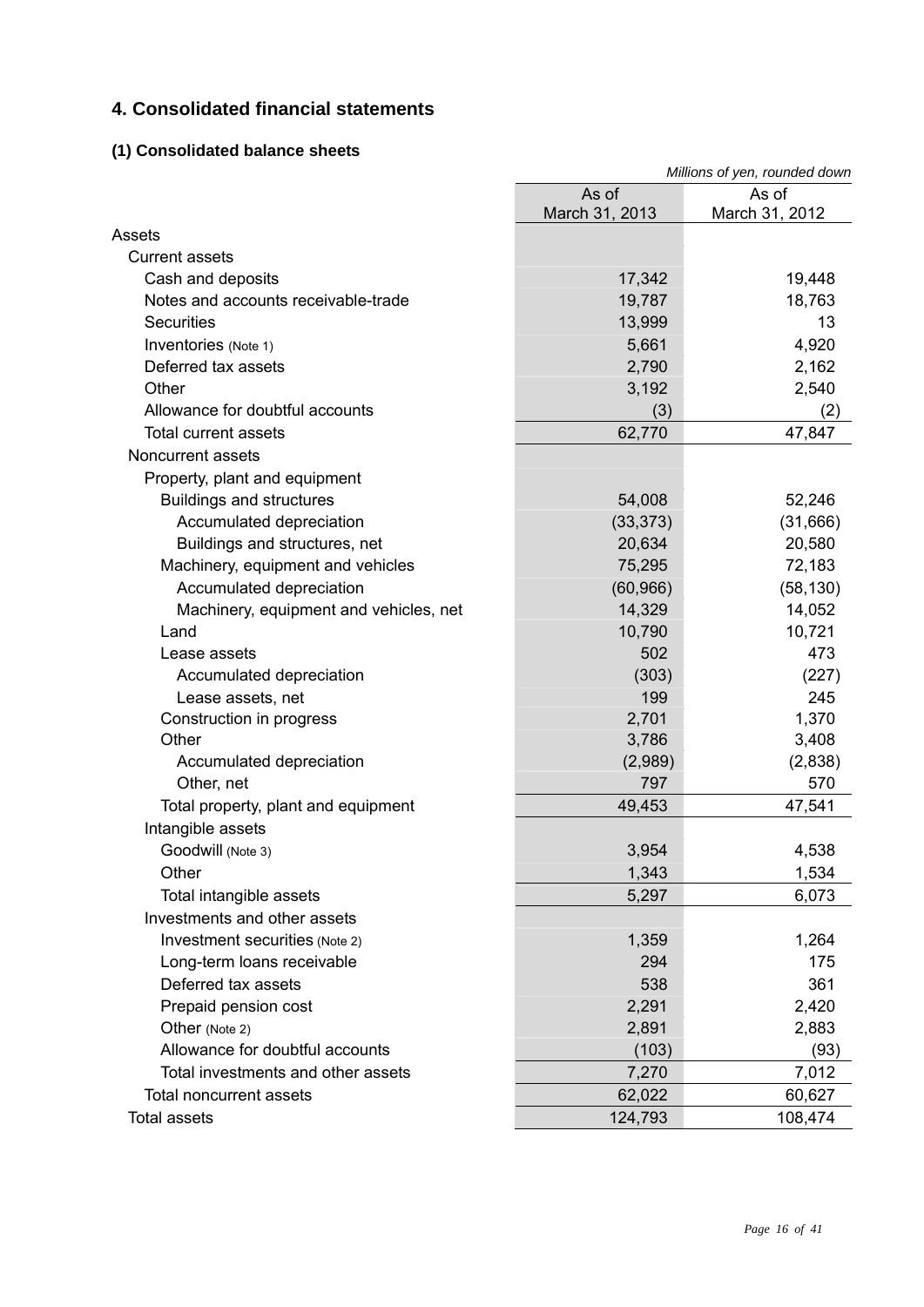## 4. Consolidated financial statements

### (1) Consolidated balance sheets

*Millions of yen, rounded down*

| | As of March 31, 2013 | As of March 31, 2012 |
|---|---|---|
| Assets | | |
| Current assets | | |
| Cash and deposits | 17,342 | 19,448 |
| Notes and accounts receivable-trade | 19,787 | 18,763 |
| Securities | 13,999 | 13 |
| Inventories (Note 1) | 5,661 | 4,920 |
| Deferred tax assets | 2,790 | 2,162 |
| Other | 3,192 | 2,540 |
| Allowance for doubtful accounts | (3) | (2) |
| Total current assets | 62,770 | 47,847 |
| Noncurrent assets | | |
| Property, plant and equipment | | |
| Buildings and structures | 54,008 | 52,246 |
| Accumulated depreciation | (33,373) | (31,666) |
| Buildings and structures, net | 20,634 | 20,580 |
| Machinery, equipment and vehicles | 75,295 | 72,183 |
| Accumulated depreciation | (60,966) | (58,130) |
| Machinery, equipment and vehicles, net | 14,329 | 14,052 |
| Land | 10,790 | 10,721 |
| Lease assets | 502 | 473 |
| Accumulated depreciation | (303) | (227) |
| Lease assets, net | 199 | 245 |
| Construction in progress | 2,701 | 1,370 |
| Other | 3,786 | 3,408 |
| Accumulated depreciation | (2,989) | (2,838) |
| Other, net | 797 | 570 |
| Total property, plant and equipment | 49,453 | 47,541 |
| Intangible assets | | |
| Goodwill (Note 3) | 3,954 | 4,538 |
| Other | 1,343 | 1,534 |
| Total intangible assets | 5,297 | 6,073 |
| Investments and other assets | | |
| Investment securities (Note 2) | 1,359 | 1,264 |
| Long-term loans receivable | 294 | 175 |
| Deferred tax assets | 538 | 361 |
| Prepaid pension cost | 2,291 | 2,420 |
| Other (Note 2) | 2,891 | 2,883 |
| Allowance for doubtful accounts | (103) | (93) |
| Total investments and other assets | 7,270 | 7,012 |
| Total noncurrent assets | 62,022 | 60,627 |
| Total assets | 124,793 | 108,474 |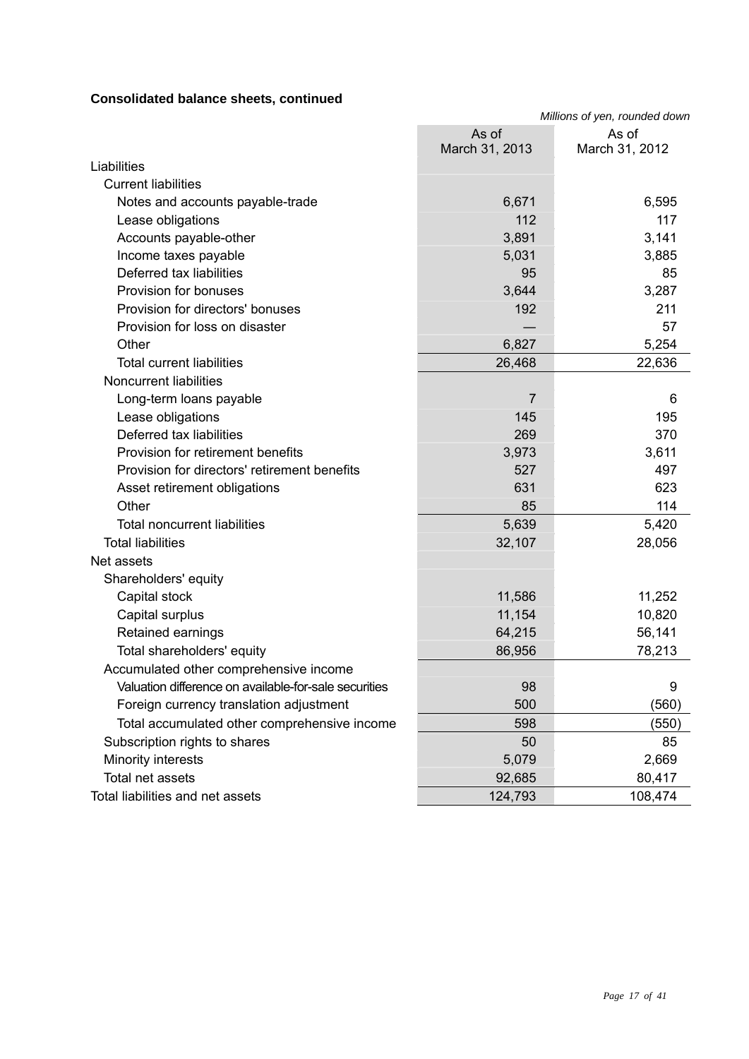**Consolidated balance sheets, continued**

*Millions of yen, rounded down*

| | As of March 31, 2013 | As of March 31, 2012 |
|---|---|---|
| Liabilities | | |
| Current liabilities | | |
| Notes and accounts payable-trade | 6,671 | 6,595 |
| Lease obligations | 112 | 117 |
| Accounts payable-other | 3,891 | 3,141 |
| Income taxes payable | 5,031 | 3,885 |
| Deferred tax liabilities | 95 | 85 |
| Provision for bonuses | 3,644 | 3,287 |
| Provision for directors' bonuses | 192 | 211 |
| Provision for loss on disaster | — | 57 |
| Other | 6,827 | 5,254 |
| Total current liabilities | 26,468 | 22,636 |
| Noncurrent liabilities | | |
| Long-term loans payable | 7 | 6 |
| Lease obligations | 145 | 195 |
| Deferred tax liabilities | 269 | 370 |
| Provision for retirement benefits | 3,973 | 3,611 |
| Provision for directors' retirement benefits | 527 | 497 |
| Asset retirement obligations | 631 | 623 |
| Other | 85 | 114 |
| Total noncurrent liabilities | 5,639 | 5,420 |
| Total liabilities | 32,107 | 28,056 |
| Net assets | | |
| Shareholders' equity | | |
| Capital stock | 11,586 | 11,252 |
| Capital surplus | 11,154 | 10,820 |
| Retained earnings | 64,215 | 56,141 |
| Total shareholders' equity | 86,956 | 78,213 |
| Accumulated other comprehensive income | | |
| Valuation difference on available-for-sale securities | 98 | 9 |
| Foreign currency translation adjustment | 500 | (560) |
| Total accumulated other comprehensive income | 598 | (550) |
| Subscription rights to shares | 50 | 85 |
| Minority interests | 5,079 | 2,669 |
| Total net assets | 92,685 | 80,417 |
| Total liabilities and net assets | 124,793 | 108,474 |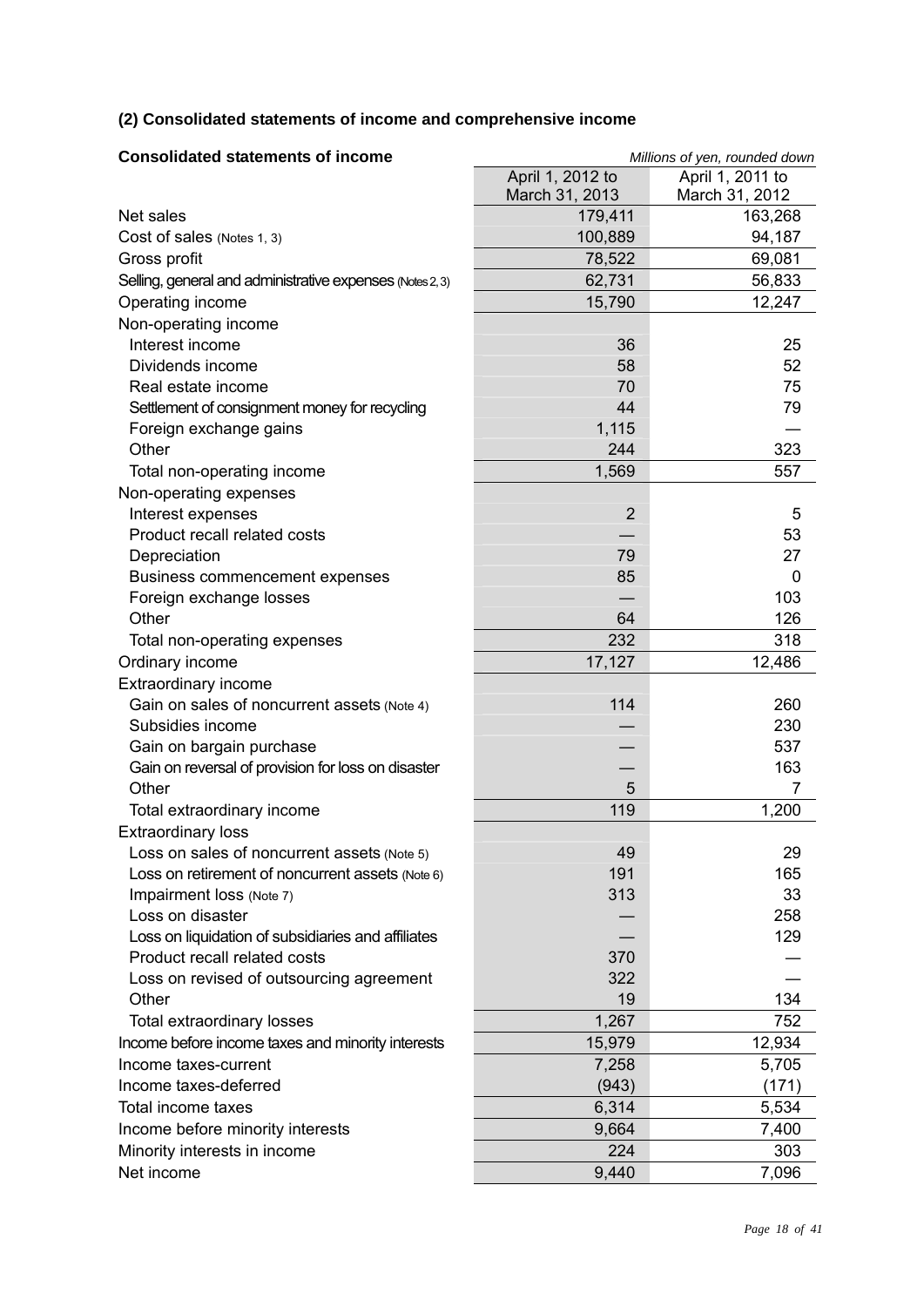### (2) Consolidated statements of income and comprehensive income

**Consolidated statements of income**

*Millions of yen, rounded down*

| | April 1, 2012 to March 31, 2013 | April 1, 2011 to March 31, 2012 |
|---|---|---|
| Net sales | 179,411 | 163,268 |
| Cost of sales (Notes 1, 3) | 100,889 | 94,187 |
| Gross profit | 78,522 | 69,081 |
| Selling, general and administrative expenses (Notes 2, 3) | 62,731 | 56,833 |
| Operating income | 15,790 | 12,247 |
| Non-operating income | | |
| Interest income | 36 | 25 |
| Dividends income | 58 | 52 |
| Real estate income | 70 | 75 |
| Settlement of consignment money for recycling | 44 | 79 |
| Foreign exchange gains | 1,115 | — |
| Other | 244 | 323 |
| Total non-operating income | 1,569 | 557 |
| Non-operating expenses | | |
| Interest expenses | 2 | 5 |
| Product recall related costs | — | 53 |
| Depreciation | 79 | 27 |
| Business commencement expenses | 85 | 0 |
| Foreign exchange losses | — | 103 |
| Other | 64 | 126 |
| Total non-operating expenses | 232 | 318 |
| Ordinary income | 17,127 | 12,486 |
| Extraordinary income | | |
| Gain on sales of noncurrent assets (Note 4) | 114 | 260 |
| Subsidies income | — | 230 |
| Gain on bargain purchase | — | 537 |
| Gain on reversal of provision for loss on disaster | — | 163 |
| Other | 5 | 7 |
| Total extraordinary income | 119 | 1,200 |
| Extraordinary loss | | |
| Loss on sales of noncurrent assets (Note 5) | 49 | 29 |
| Loss on retirement of noncurrent assets (Note 6) | 191 | 165 |
| Impairment loss (Note 7) | 313 | 33 |
| Loss on disaster | — | 258 |
| Loss on liquidation of subsidiaries and affiliates | — | 129 |
| Product recall related costs | 370 | — |
| Loss on revised of outsourcing agreement | 322 | — |
| Other | 19 | 134 |
| Total extraordinary losses | 1,267 | 752 |
| Income before income taxes and minority interests | 15,979 | 12,934 |
| Income taxes-current | 7,258 | 5,705 |
| Income taxes-deferred | (943) | (171) |
| Total income taxes | 6,314 | 5,534 |
| Income before minority interests | 9,664 | 7,400 |
| Minority interests in income | 224 | 303 |
| Net income | 9,440 | 7,096 |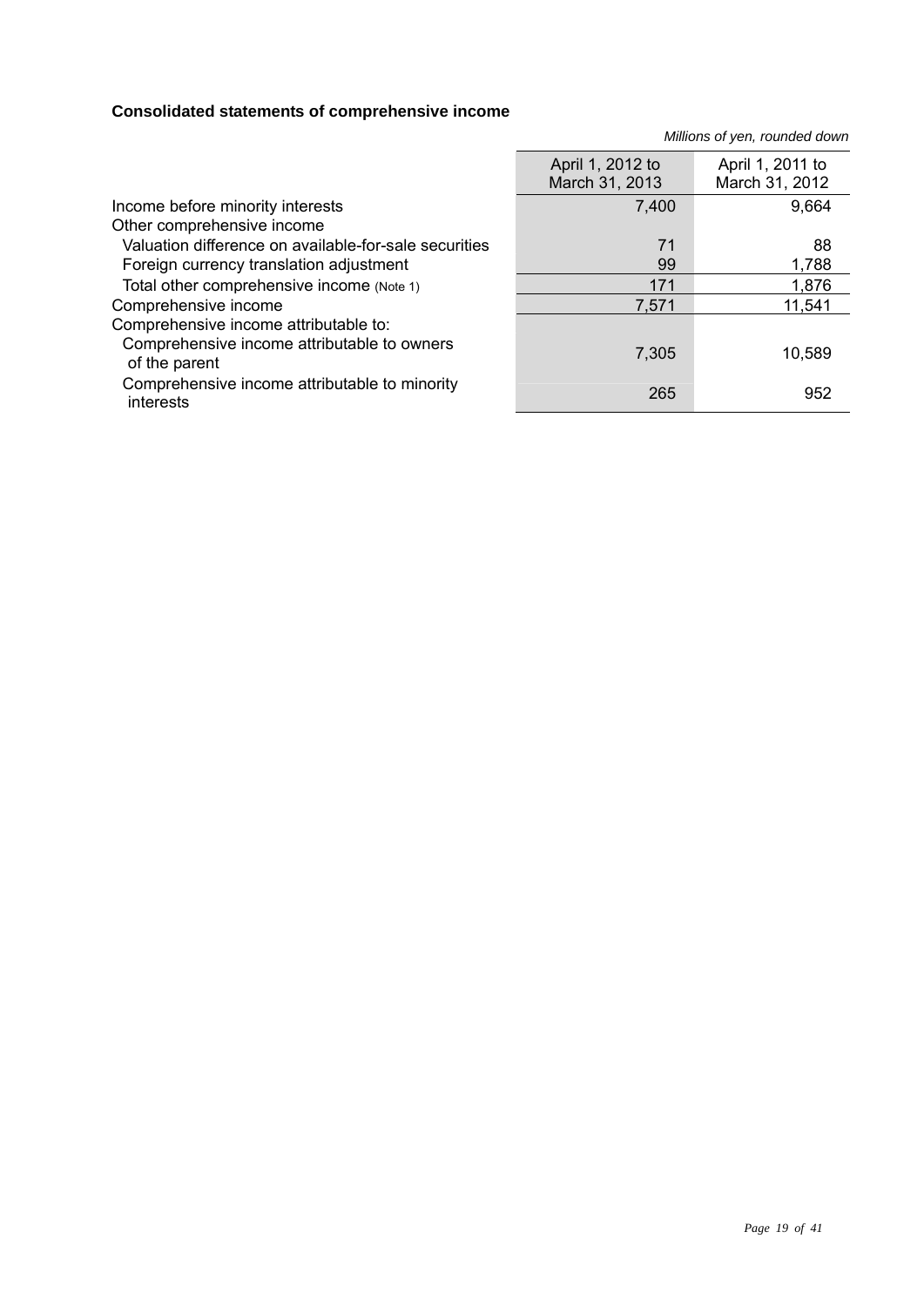**Consolidated statements of comprehensive income**

*Millions of yen, rounded down*

| | April 1, 2012 to March 31, 2013 | April 1, 2011 to March 31, 2012 |
|---|---|---|
| Income before minority interests | 7,400 | 9,664 |
| Other comprehensive income | | |
| Valuation difference on available-for-sale securities | 71 | 88 |
| Foreign currency translation adjustment | 99 | 1,788 |
| Total other comprehensive income (Note 1) | 171 | 1,876 |
| Comprehensive income | 7,571 | 11,541 |
| Comprehensive income attributable to: | | |
| Comprehensive income attributable to owners of the parent | 7,305 | 10,589 |
| Comprehensive income attributable to minority interests | 265 | 952 |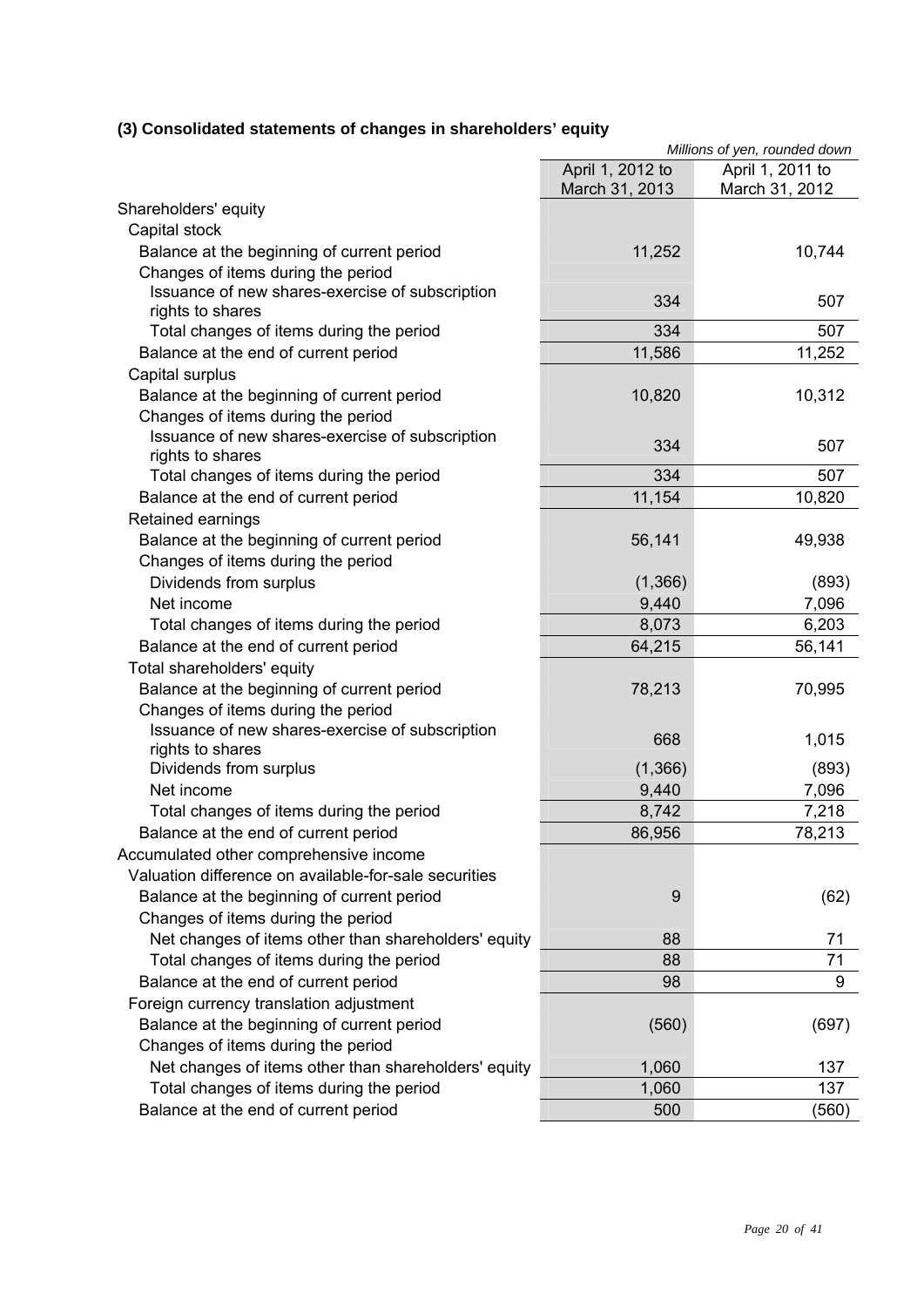### (3) Consolidated statements of changes in shareholders' equity

*Millions of yen, rounded down*

| | April 1, 2012 to March 31, 2013 | April 1, 2011 to March 31, 2012 |
|---|---|---|
| Shareholders' equity | | |
| Capital stock | | |
| Balance at the beginning of current period | 11,252 | 10,744 |
| Changes of items during the period | | |
| Issuance of new shares-exercise of subscription rights to shares | 334 | 507 |
| Total changes of items during the period | 334 | 507 |
| Balance at the end of current period | 11,586 | 11,252 |
| Capital surplus | | |
| Balance at the beginning of current period | 10,820 | 10,312 |
| Changes of items during the period | | |
| Issuance of new shares-exercise of subscription rights to shares | 334 | 507 |
| Total changes of items during the period | 334 | 507 |
| Balance at the end of current period | 11,154 | 10,820 |
| Retained earnings | | |
| Balance at the beginning of current period | 56,141 | 49,938 |
| Changes of items during the period | | |
| Dividends from surplus | (1,366) | (893) |
| Net income | 9,440 | 7,096 |
| Total changes of items during the period | 8,073 | 6,203 |
| Balance at the end of current period | 64,215 | 56,141 |
| Total shareholders' equity | | |
| Balance at the beginning of current period | 78,213 | 70,995 |
| Changes of items during the period | | |
| Issuance of new shares-exercise of subscription rights to shares | 668 | 1,015 |
| Dividends from surplus | (1,366) | (893) |
| Net income | 9,440 | 7,096 |
| Total changes of items during the period | 8,742 | 7,218 |
| Balance at the end of current period | 86,956 | 78,213 |
| Accumulated other comprehensive income | | |
| Valuation difference on available-for-sale securities | | |
| Balance at the beginning of current period | 9 | (62) |
| Changes of items during the period | | |
| Net changes of items other than shareholders' equity | 88 | 71 |
| Total changes of items during the period | 88 | 71 |
| Balance at the end of current period | 98 | 9 |
| Foreign currency translation adjustment | | |
| Balance at the beginning of current period | (560) | (697) |
| Changes of items during the period | | |
| Net changes of items other than shareholders' equity | 1,060 | 137 |
| Total changes of items during the period | 1,060 | 137 |
| Balance at the end of current period | 500 | (560) |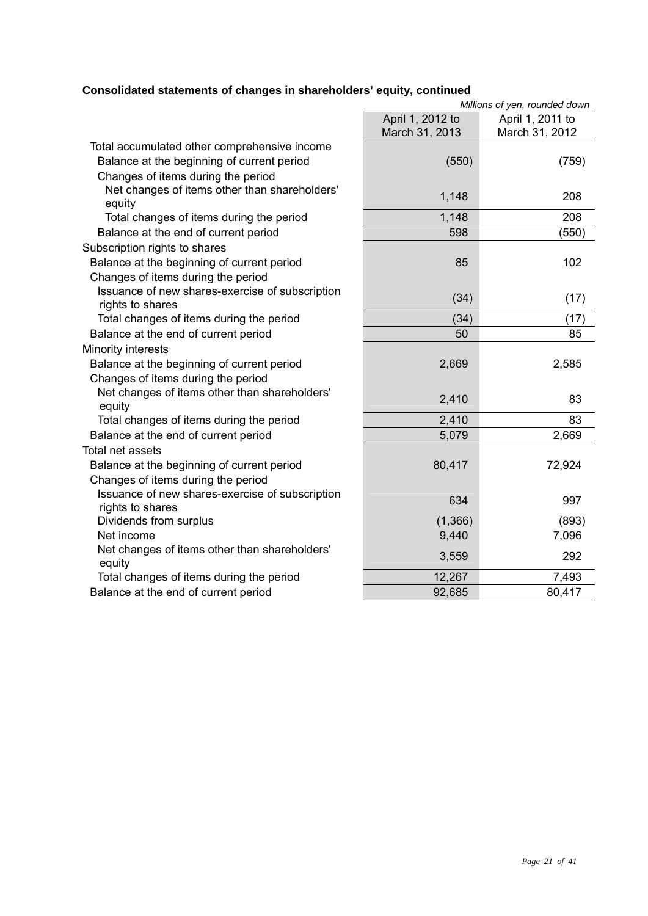**Consolidated statements of changes in shareholders' equity, continued**

*Millions of yen, rounded down*

| | April 1, 2012 to March 31, 2013 | April 1, 2011 to March 31, 2012 |
|---|---|---|
| Total accumulated other comprehensive income | | |
| Balance at the beginning of current period | (550) | (759) |
| Changes of items during the period | | |
| Net changes of items other than shareholders' equity | 1,148 | 208 |
| Total changes of items during the period | 1,148 | 208 |
| Balance at the end of current period | 598 | (550) |
| Subscription rights to shares | | |
| Balance at the beginning of current period | 85 | 102 |
| Changes of items during the period | | |
| Issuance of new shares-exercise of subscription rights to shares | (34) | (17) |
| Total changes of items during the period | (34) | (17) |
| Balance at the end of current period | 50 | 85 |
| Minority interests | | |
| Balance at the beginning of current period | 2,669 | 2,585 |
| Changes of items during the period | | |
| Net changes of items other than shareholders' equity | 2,410 | 83 |
| Total changes of items during the period | 2,410 | 83 |
| Balance at the end of current period | 5,079 | 2,669 |
| Total net assets | | |
| Balance at the beginning of current period | 80,417 | 72,924 |
| Changes of items during the period | | |
| Issuance of new shares-exercise of subscription rights to shares | 634 | 997 |
| Dividends from surplus | (1,366) | (893) |
| Net income | 9,440 | 7,096 |
| Net changes of items other than shareholders' equity | 3,559 | 292 |
| Total changes of items during the period | 12,267 | 7,493 |
| Balance at the end of current period | 92,685 | 80,417 |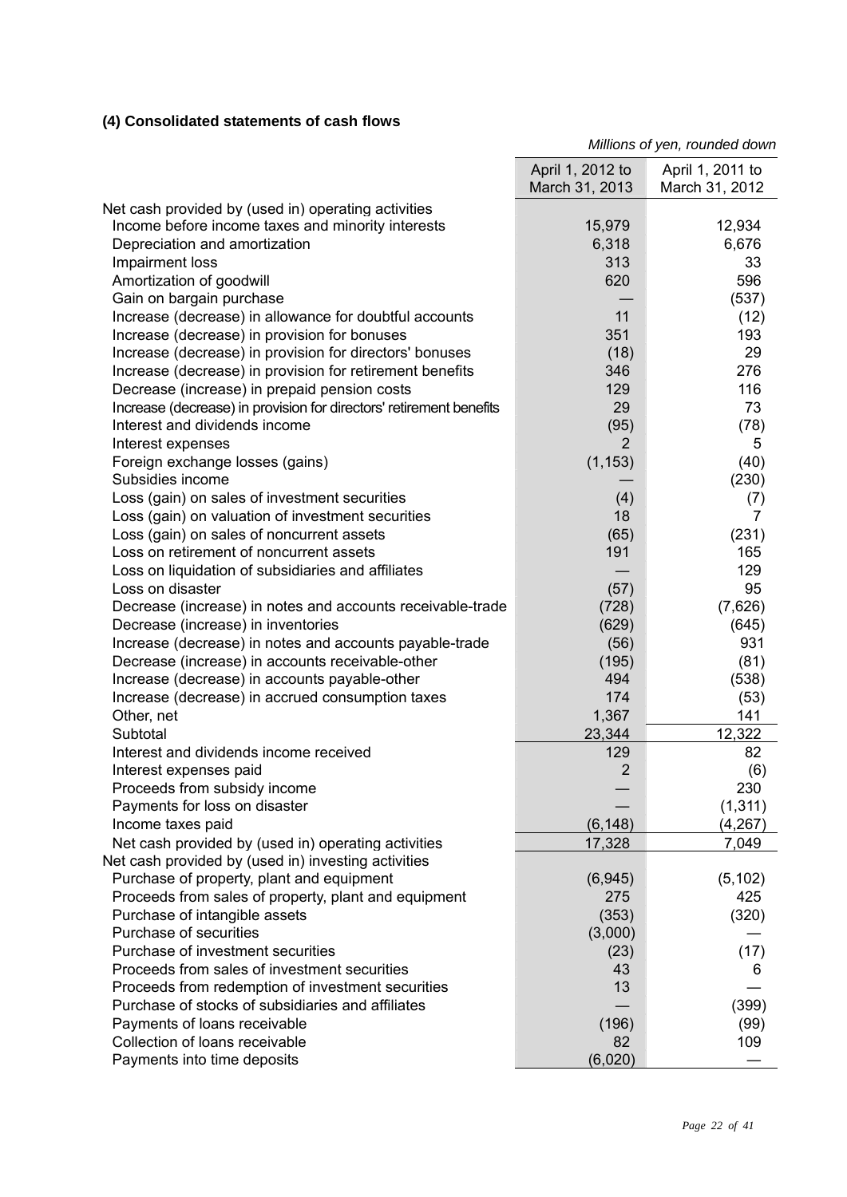### (4) Consolidated statements of cash flows

*Millions of yen, rounded down*

| | April 1, 2012 to March 31, 2013 | April 1, 2011 to March 31, 2012 |
|---|---|---|
| Net cash provided by (used in) operating activities | | |
| Income before income taxes and minority interests | 15,979 | 12,934 |
| Depreciation and amortization | 6,318 | 6,676 |
| Impairment loss | 313 | 33 |
| Amortization of goodwill | 620 | 596 |
| Gain on bargain purchase | — | (537) |
| Increase (decrease) in allowance for doubtful accounts | 11 | (12) |
| Increase (decrease) in provision for bonuses | 351 | 193 |
| Increase (decrease) in provision for directors' bonuses | (18) | 29 |
| Increase (decrease) in provision for retirement benefits | 346 | 276 |
| Decrease (increase) in prepaid pension costs | 129 | 116 |
| Increase (decrease) in provision for directors' retirement benefits | 29 | 73 |
| Interest and dividends income | (95) | (78) |
| Interest expenses | 2 | 5 |
| Foreign exchange losses (gains) | (1,153) | (40) |
| Subsidies income | — | (230) |
| Loss (gain) on sales of investment securities | (4) | (7) |
| Loss (gain) on valuation of investment securities | 18 | 7 |
| Loss (gain) on sales of noncurrent assets | (65) | (231) |
| Loss on retirement of noncurrent assets | 191 | 165 |
| Loss on liquidation of subsidiaries and affiliates | — | 129 |
| Loss on disaster | (57) | 95 |
| Decrease (increase) in notes and accounts receivable-trade | (728) | (7,626) |
| Decrease (increase) in inventories | (629) | (645) |
| Increase (decrease) in notes and accounts payable-trade | (56) | 931 |
| Decrease (increase) in accounts receivable-other | (195) | (81) |
| Increase (decrease) in accounts payable-other | 494 | (538) |
| Increase (decrease) in accrued consumption taxes | 174 | (53) |
| Other, net | 1,367 | 141 |
| Subtotal | 23,344 | 12,322 |
| Interest and dividends income received | 129 | 82 |
| Interest expenses paid | 2 | (6) |
| Proceeds from subsidy income | — | 230 |
| Payments for loss on disaster | — | (1,311) |
| Income taxes paid | (6,148) | (4,267) |
| Net cash provided by (used in) operating activities | 17,328 | 7,049 |
| Net cash provided by (used in) investing activities | | |
| Purchase of property, plant and equipment | (6,945) | (5,102) |
| Proceeds from sales of property, plant and equipment | 275 | 425 |
| Purchase of intangible assets | (353) | (320) |
| Purchase of securities | (3,000) | — |
| Purchase of investment securities | (23) | (17) |
| Proceeds from sales of investment securities | 43 | 6 |
| Proceeds from redemption of investment securities | 13 | — |
| Purchase of stocks of subsidiaries and affiliates | — | (399) |
| Payments of loans receivable | (196) | (99) |
| Collection of loans receivable | 82 | 109 |
| Payments into time deposits | (6,020) | — |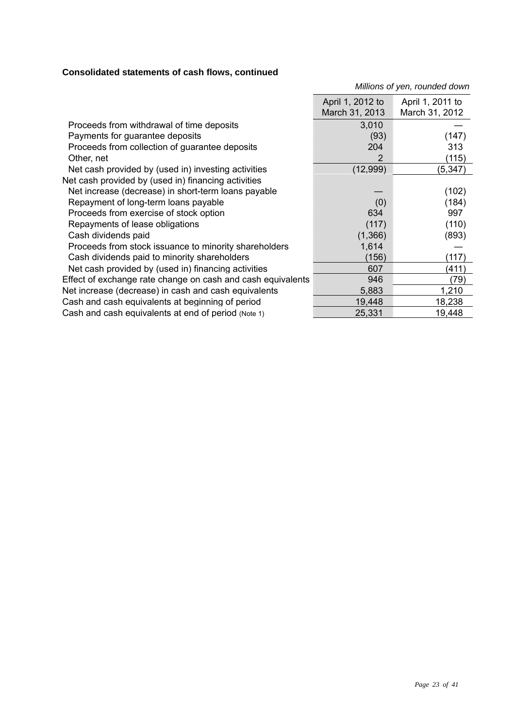**Consolidated statements of cash flows, continued**

*Millions of yen, rounded down*

| | April 1, 2012 to March 31, 2013 | April 1, 2011 to March 31, 2012 |
|---|---|---|
| Proceeds from withdrawal of time deposits | 3,010 | — |
| Payments for guarantee deposits | (93) | (147) |
| Proceeds from collection of guarantee deposits | 204 | 313 |
| Other, net | 2 | (115) |
| Net cash provided by (used in) investing activities | (12,999) | (5,347) |
| Net cash provided by (used in) financing activities | | |
| Net increase (decrease) in short-term loans payable | — | (102) |
| Repayment of long-term loans payable | (0) | (184) |
| Proceeds from exercise of stock option | 634 | 997 |
| Repayments of lease obligations | (117) | (110) |
| Cash dividends paid | (1,366) | (893) |
| Proceeds from stock issuance to minority shareholders | 1,614 | — |
| Cash dividends paid to minority shareholders | (156) | (117) |
| Net cash provided by (used in) financing activities | 607 | (411) |
| Effect of exchange rate change on cash and cash equivalents | 946 | (79) |
| Net increase (decrease) in cash and cash equivalents | 5,883 | 1,210 |
| Cash and cash equivalents at beginning of period | 19,448 | 18,238 |
| Cash and cash equivalents at end of period (Note 1) | 25,331 | 19,448 |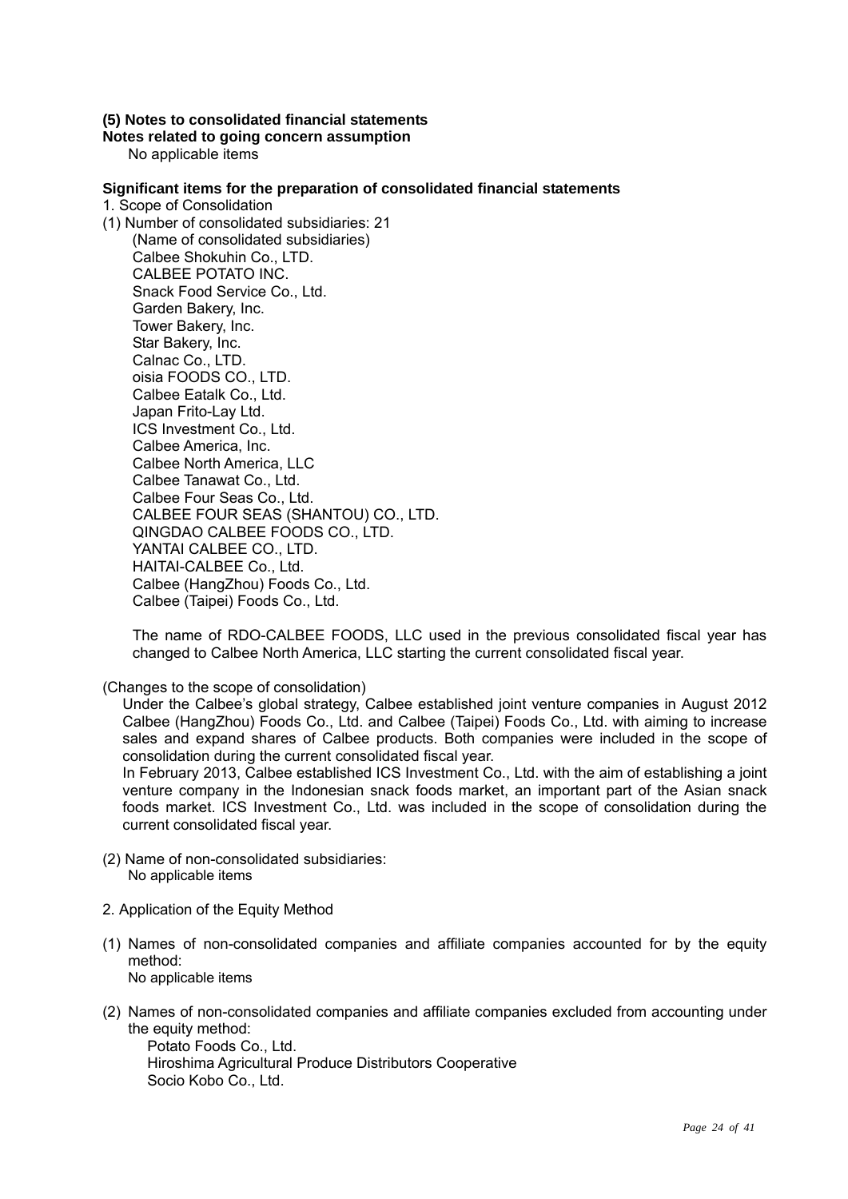### (5) Notes to consolidated financial statements

**Notes related to going concern assumption**

No applicable items

**Significant items for the preparation of consolidated financial statements**

1. Scope of Consolidation

(1) Number of consolidated subsidiaries: 21

(Name of consolidated subsidiaries)

- Calbee Shokuhin Co., LTD.
- CALBEE POTATO INC.
- Snack Food Service Co., Ltd.
- Garden Bakery, Inc.
- Tower Bakery, Inc.
- Star Bakery, Inc.
- Calnac Co., LTD.
- oisia FOODS CO., LTD.
- Calbee Eatalk Co., Ltd.
- Japan Frito-Lay Ltd.
- ICS Investment Co., Ltd.
- Calbee America, Inc.
- Calbee North America, LLC
- Calbee Tanawat Co., Ltd.
- Calbee Four Seas Co., Ltd.
- CALBEE FOUR SEAS (SHANTOU) CO., LTD.
- QINGDAO CALBEE FOODS CO., LTD.
- YANTAI CALBEE CO., LTD.
- HAITAI-CALBEE Co., Ltd.
- Calbee (HangZhou) Foods Co., Ltd.
- Calbee (Taipei) Foods Co., Ltd.

The name of RDO-CALBEE FOODS, LLC used in the previous consolidated fiscal year has changed to Calbee North America, LLC starting the current consolidated fiscal year.

(Changes to the scope of consolidation)

Under the Calbee's global strategy, Calbee established joint venture companies in August 2012 Calbee (HangZhou) Foods Co., Ltd. and Calbee (Taipei) Foods Co., Ltd. with aiming to increase sales and expand shares of Calbee products. Both companies were included in the scope of consolidation during the current consolidated fiscal year.

In February 2013, Calbee established ICS Investment Co., Ltd. with the aim of establishing a joint venture company in the Indonesian snack foods market, an important part of the Asian snack foods market. ICS Investment Co., Ltd. was included in the scope of consolidation during the current consolidated fiscal year.

(2) Name of non-consolidated subsidiaries:

No applicable items

2. Application of the Equity Method

(1) Names of non-consolidated companies and affiliate companies accounted for by the equity method:

No applicable items

(2) Names of non-consolidated companies and affiliate companies excluded from accounting under the equity method:

- Potato Foods Co., Ltd.
- Hiroshima Agricultural Produce Distributors Cooperative
- Socio Kobo Co., Ltd.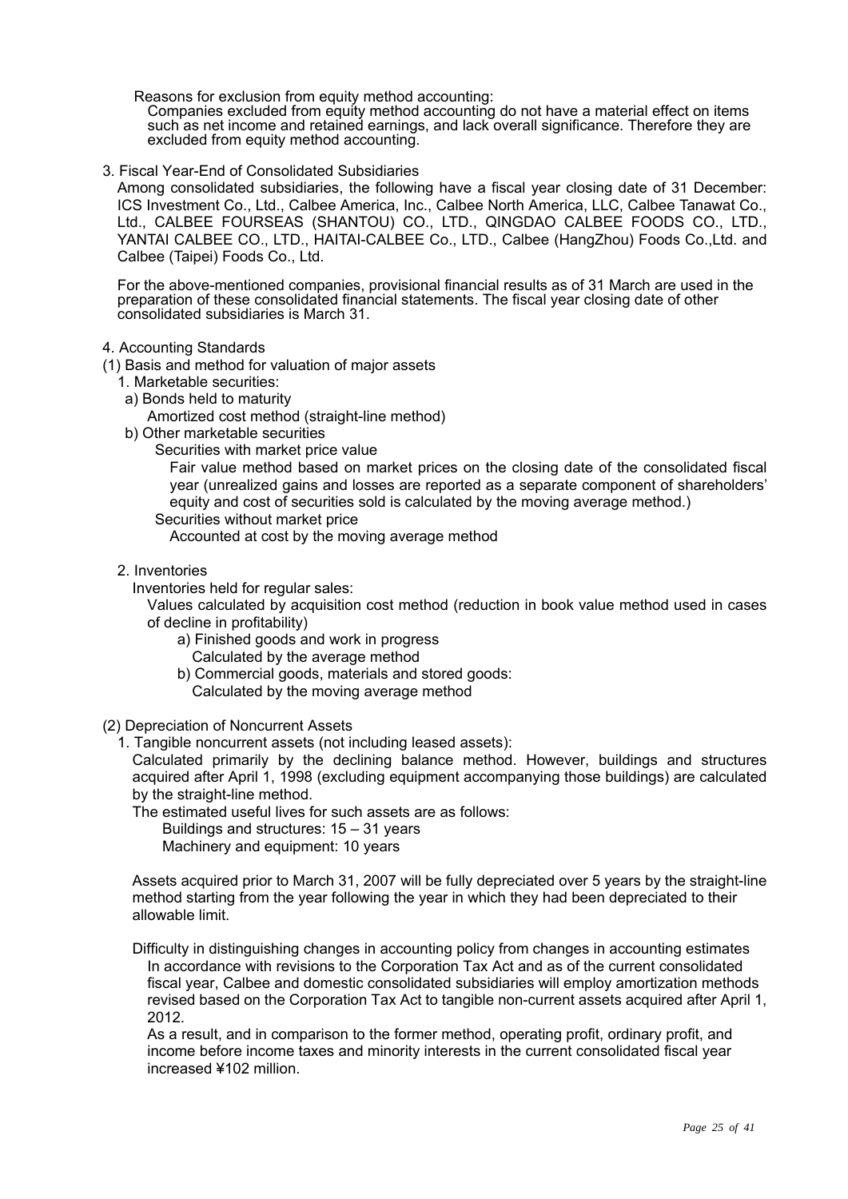Reasons for exclusion from equity method accounting:

Companies excluded from equity method accounting do not have a material effect on items such as net income and retained earnings, and lack overall significance. Therefore they are excluded from equity method accounting.

3. Fiscal Year-End of Consolidated Subsidiaries

Among consolidated subsidiaries, the following have a fiscal year closing date of 31 December: ICS Investment Co., Ltd., Calbee America, Inc., Calbee North America, LLC, Calbee Tanawat Co., Ltd., CALBEE FOURSEAS (SHANTOU) CO., LTD., QINGDAO CALBEE FOODS CO., LTD., YANTAI CALBEE CO., LTD., HAITAI-CALBEE Co., LTD., Calbee (HangZhou) Foods Co.,Ltd. and Calbee (Taipei) Foods Co., Ltd.

For the above-mentioned companies, provisional financial results as of 31 March are used in the preparation of these consolidated financial statements. The fiscal year closing date of other consolidated subsidiaries is March 31.

4. Accounting Standards

(1) Basis and method for valuation of major assets

1. Marketable securities:

a) Bonds held to maturity

Amortized cost method (straight-line method)

b) Other marketable securities

Securities with market price value

Fair value method based on market prices on the closing date of the consolidated fiscal year (unrealized gains and losses are reported as a separate component of shareholders' equity and cost of securities sold is calculated by the moving average method.)

Securities without market price

Accounted at cost by the moving average method

2. Inventories

Inventories held for regular sales:

Values calculated by acquisition cost method (reduction in book value method used in cases of decline in profitability)

a) Finished goods and work in progress

Calculated by the average method

b) Commercial goods, materials and stored goods:

Calculated by the moving average method

(2) Depreciation of Noncurrent Assets

1. Tangible noncurrent assets (not including leased assets):

Calculated primarily by the declining balance method. However, buildings and structures acquired after April 1, 1998 (excluding equipment accompanying those buildings) are calculated by the straight-line method.

The estimated useful lives for such assets are as follows:

Buildings and structures: 15 – 31 years

Machinery and equipment: 10 years

Assets acquired prior to March 31, 2007 will be fully depreciated over 5 years by the straight-line method starting from the year following the year in which they had been depreciated to their allowable limit.

Difficulty in distinguishing changes in accounting policy from changes in accounting estimates

In accordance with revisions to the Corporation Tax Act and as of the current consolidated fiscal year, Calbee and domestic consolidated subsidiaries will employ amortization methods revised based on the Corporation Tax Act to tangible non-current assets acquired after April 1, 2012.

As a result, and in comparison to the former method, operating profit, ordinary profit, and income before income taxes and minority interests in the current consolidated fiscal year increased ¥102 million.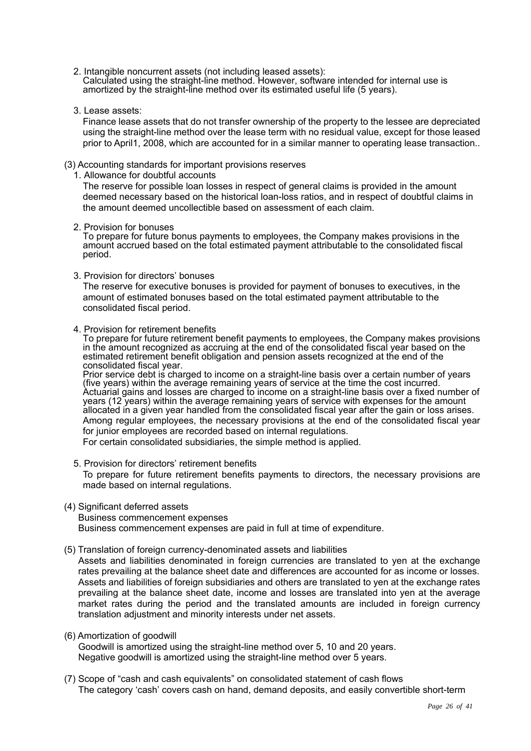2. Intangible noncurrent assets (not including leased assets):
   Calculated using the straight-line method. However, software intended for internal use is amortized by the straight-line method over its estimated useful life (5 years).

3. Lease assets:
   Finance lease assets that do not transfer ownership of the property to the lessee are depreciated using the straight-line method over the lease term with no residual value, except for those leased prior to April1, 2008, which are accounted for in a similar manner to operating lease transaction..

(3) Accounting standards for important provisions reserves

1. Allowance for doubtful accounts
   The reserve for possible loan losses in respect of general claims is provided in the amount deemed necessary based on the historical loan-loss ratios, and in respect of doubtful claims in the amount deemed uncollectible based on assessment of each claim.

2. Provision for bonuses
   To prepare for future bonus payments to employees, the Company makes provisions in the amount accrued based on the total estimated payment attributable to the consolidated fiscal period.

3. Provision for directors' bonuses
   The reserve for executive bonuses is provided for payment of bonuses to executives, in the amount of estimated bonuses based on the total estimated payment attributable to the consolidated fiscal period.

4. Provision for retirement benefits
   To prepare for future retirement benefit payments to employees, the Company makes provisions in the amount recognized as accruing at the end of the consolidated fiscal year based on the estimated retirement benefit obligation and pension assets recognized at the end of the consolidated fiscal year.
   Prior service debt is charged to income on a straight-line basis over a certain number of years (five years) within the average remaining years of service at the time the cost incurred.
   Actuarial gains and losses are charged to income on a straight-line basis over a fixed number of years (12 years) within the average remaining years of service with expenses for the amount allocated in a given year handled from the consolidated fiscal year after the gain or loss arises.
   Among regular employees, the necessary provisions at the end of the consolidated fiscal year for junior employees are recorded based on internal regulations.
   For certain consolidated subsidiaries, the simple method is applied.

5. Provision for directors' retirement benefits
   To prepare for future retirement benefits payments to directors, the necessary provisions are made based on internal regulations.

(4) Significant deferred assets
   Business commencement expenses
   Business commencement expenses are paid in full at time of expenditure.

(5) Translation of foreign currency-denominated assets and liabilities
   Assets and liabilities denominated in foreign currencies are translated to yen at the exchange rates prevailing at the balance sheet date and differences are accounted for as income or losses. Assets and liabilities of foreign subsidiaries and others are translated to yen at the exchange rates prevailing at the balance sheet date, income and losses are translated into yen at the average market rates during the period and the translated amounts are included in foreign currency translation adjustment and minority interests under net assets.

(6) Amortization of goodwill
   Goodwill is amortized using the straight-line method over 5, 10 and 20 years.
   Negative goodwill is amortized using the straight-line method over 5 years.

(7) Scope of "cash and cash equivalents" on consolidated statement of cash flows
   The category 'cash' covers cash on hand, demand deposits, and easily convertible short-term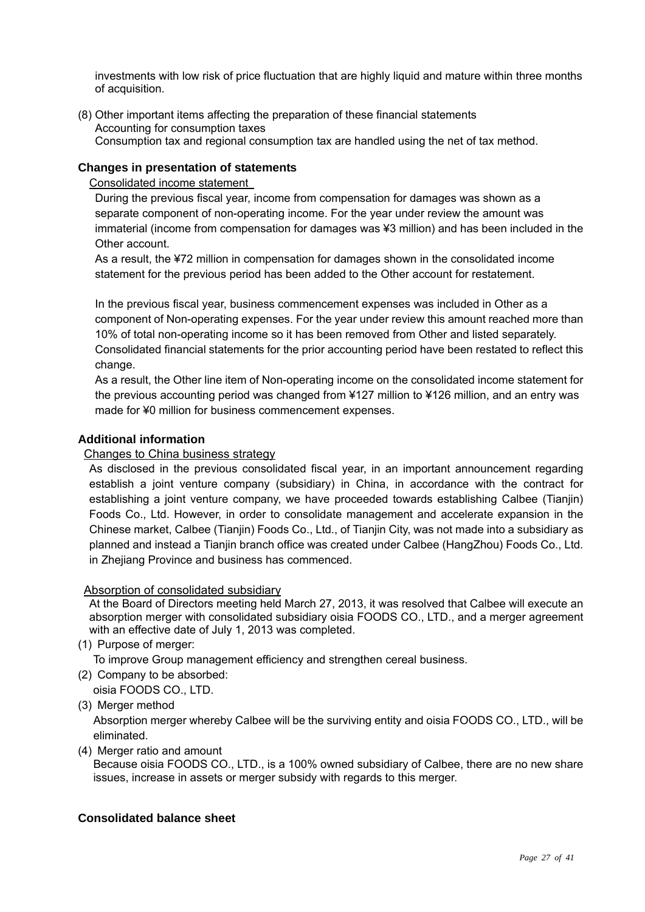investments with low risk of price fluctuation that are highly liquid and mature within three months of acquisition.

(8) Other important items affecting the preparation of these financial statements
Accounting for consumption taxes
Consumption tax and regional consumption tax are handled using the net of tax method.

**Changes in presentation of statements**

Consolidated income statement

During the previous fiscal year, income from compensation for damages was shown as a separate component of non-operating income. For the year under review the amount was immaterial (income from compensation for damages was ¥3 million) and has been included in the Other account.

As a result, the ¥72 million in compensation for damages shown in the consolidated income statement for the previous period has been added to the Other account for restatement.

In the previous fiscal year, business commencement expenses was included in Other as a component of Non-operating expenses. For the year under review this amount reached more than 10% of total non-operating income so it has been removed from Other and listed separately. Consolidated financial statements for the prior accounting period have been restated to reflect this change.

As a result, the Other line item of Non-operating income on the consolidated income statement for the previous accounting period was changed from ¥127 million to ¥126 million, and an entry was made for ¥0 million for business commencement expenses.

**Additional information**

Changes to China business strategy

As disclosed in the previous consolidated fiscal year, in an important announcement regarding establish a joint venture company (subsidiary) in China, in accordance with the contract for establishing a joint venture company, we have proceeded towards establishing Calbee (Tianjin) Foods Co., Ltd. However, in order to consolidate management and accelerate expansion in the Chinese market, Calbee (Tianjin) Foods Co., Ltd., of Tianjin City, was not made into a subsidiary as planned and instead a Tianjin branch office was created under Calbee (HangZhou) Foods Co., Ltd. in Zhejiang Province and business has commenced.

Absorption of consolidated subsidiary

At the Board of Directors meeting held March 27, 2013, it was resolved that Calbee will execute an absorption merger with consolidated subsidiary oisia FOODS CO., LTD., and a merger agreement with an effective date of July 1, 2013 was completed.

(1) Purpose of merger:
To improve Group management efficiency and strengthen cereal business.

(2) Company to be absorbed:
oisia FOODS CO., LTD.

(3) Merger method
Absorption merger whereby Calbee will be the surviving entity and oisia FOODS CO., LTD., will be eliminated.

(4) Merger ratio and amount
Because oisia FOODS CO., LTD., is a 100% owned subsidiary of Calbee, there are no new share issues, increase in assets or merger subsidy with regards to this merger.

**Consolidated balance sheet**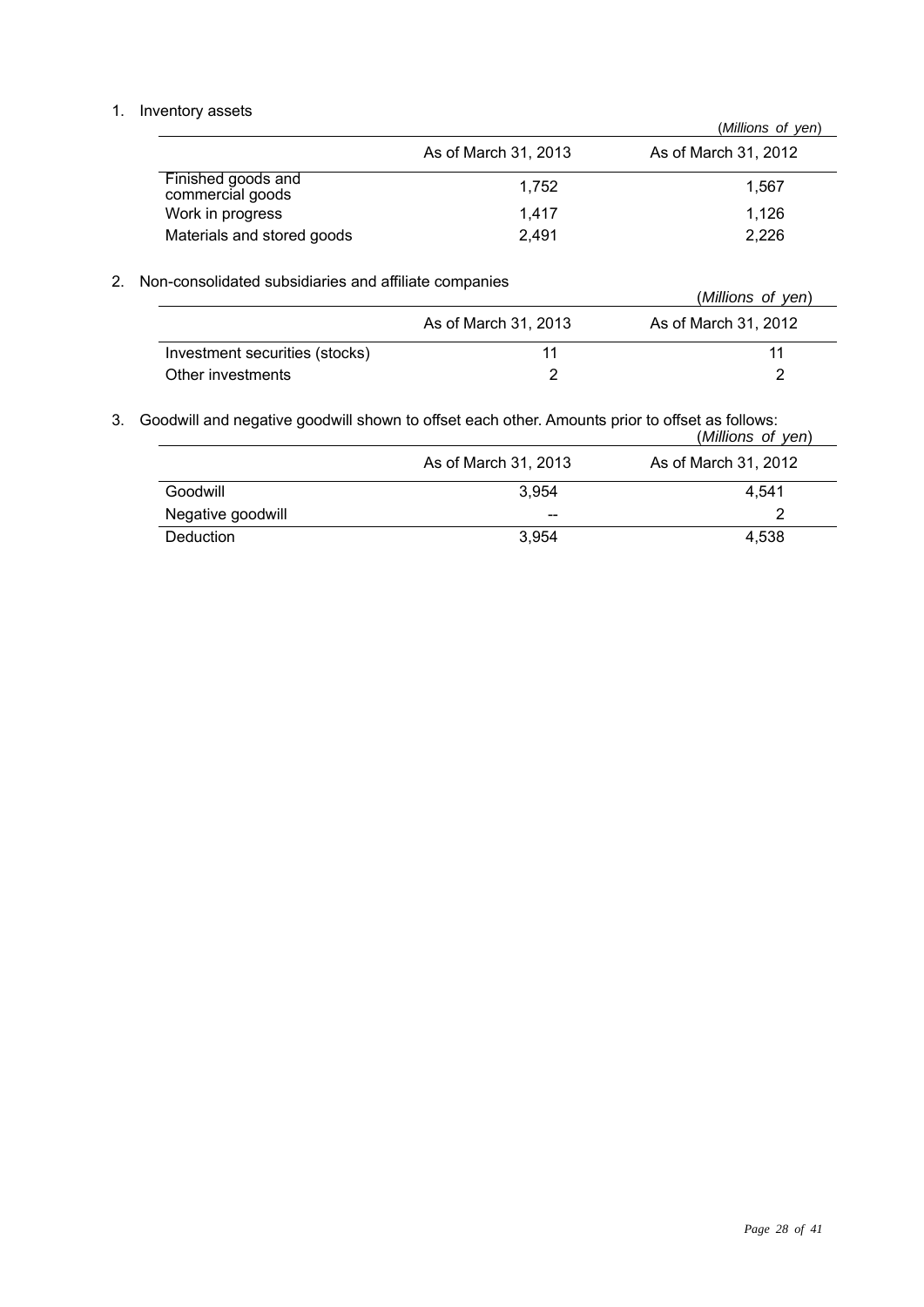1. Inventory assets

(*Millions of yen*)

| | As of March 31, 2013 | As of March 31, 2012 |
|---|---|---|
| Finished goods and commercial goods | 1,752 | 1,567 |
| Work in progress | 1,417 | 1,126 |
| Materials and stored goods | 2,491 | 2,226 |

2. Non-consolidated subsidiaries and affiliate companies

(*Millions of yen*)

| | As of March 31, 2013 | As of March 31, 2012 |
|---|---|---|
| Investment securities (stocks) | 11 | 11 |
| Other investments | 2 | 2 |

3. Goodwill and negative goodwill shown to offset each other. Amounts prior to offset as follows:

(*Millions of yen*)

| | As of March 31, 2013 | As of March 31, 2012 |
|---|---|---|
| Goodwill | 3,954 | 4,541 |
| Negative goodwill | -- | 2 |
| Deduction | 3,954 | 4,538 |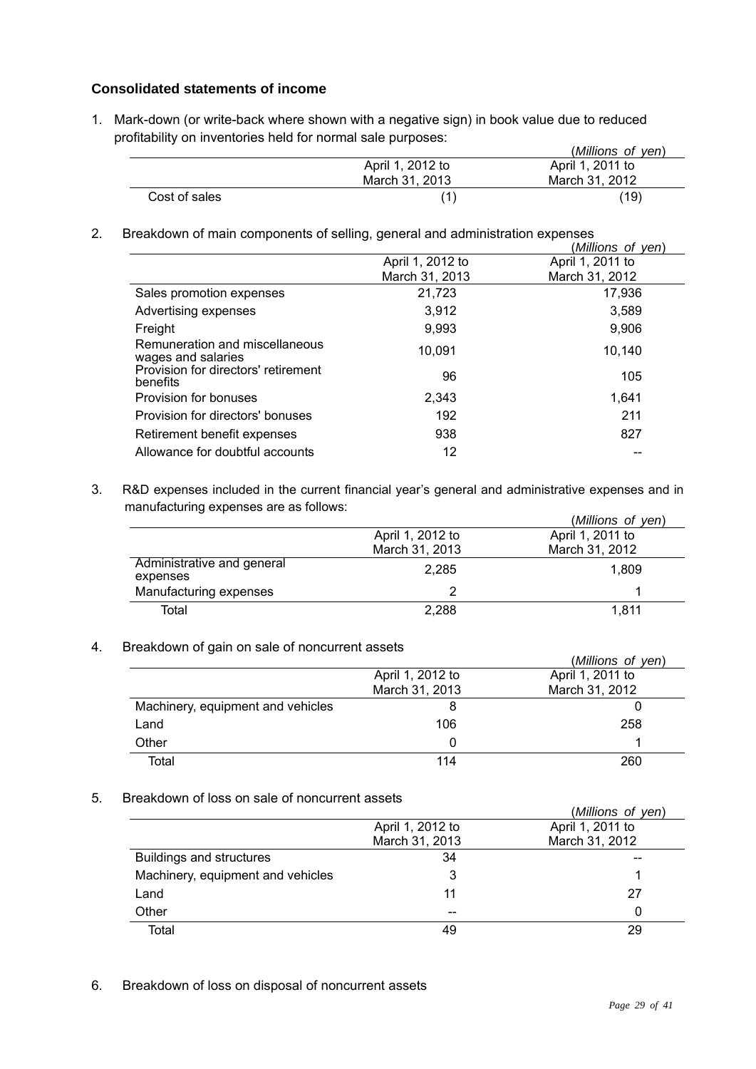### Consolidated statements of income

1. Mark-down (or write-back where shown with a negative sign) in book value due to reduced profitability on inventories held for normal sale purposes:

(*Millions of yen*)

| | April 1, 2012 to March 31, 2013 | April 1, 2011 to March 31, 2012 |
|---|---|---|
| Cost of sales | (1) | (19) |

2. Breakdown of main components of selling, general and administration expenses

(*Millions of yen*)

| | April 1, 2012 to March 31, 2013 | April 1, 2011 to March 31, 2012 |
|---|---|---|
| Sales promotion expenses | 21,723 | 17,936 |
| Advertising expenses | 3,912 | 3,589 |
| Freight | 9,993 | 9,906 |
| Remuneration and miscellaneous wages and salaries | 10,091 | 10,140 |
| Provision for directors' retirement benefits | 96 | 105 |
| Provision for bonuses | 2,343 | 1,641 |
| Provision for directors' bonuses | 192 | 211 |
| Retirement benefit expenses | 938 | 827 |
| Allowance for doubtful accounts | 12 | -- |

3. R&D expenses included in the current financial year's general and administrative expenses and in manufacturing expenses are as follows:

(*Millions of yen*)

| | April 1, 2012 to March 31, 2013 | April 1, 2011 to March 31, 2012 |
|---|---|---|
| Administrative and general expenses | 2,285 | 1,809 |
| Manufacturing expenses | 2 | 1 |
| Total | 2,288 | 1,811 |

4. Breakdown of gain on sale of noncurrent assets

(*Millions of yen*)

| | April 1, 2012 to March 31, 2013 | April 1, 2011 to March 31, 2012 |
|---|---|---|
| Machinery, equipment and vehicles | 8 | 0 |
| Land | 106 | 258 |
| Other | 0 | 1 |
| Total | 114 | 260 |

5. Breakdown of loss on sale of noncurrent assets

(*Millions of yen*)

| | April 1, 2012 to March 31, 2013 | April 1, 2011 to March 31, 2012 |
|---|---|---|
| Buildings and structures | 34 | -- |
| Machinery, equipment and vehicles | 3 | 1 |
| Land | 11 | 27 |
| Other | -- | 0 |
| Total | 49 | 29 |

6. Breakdown of loss on disposal of noncurrent assets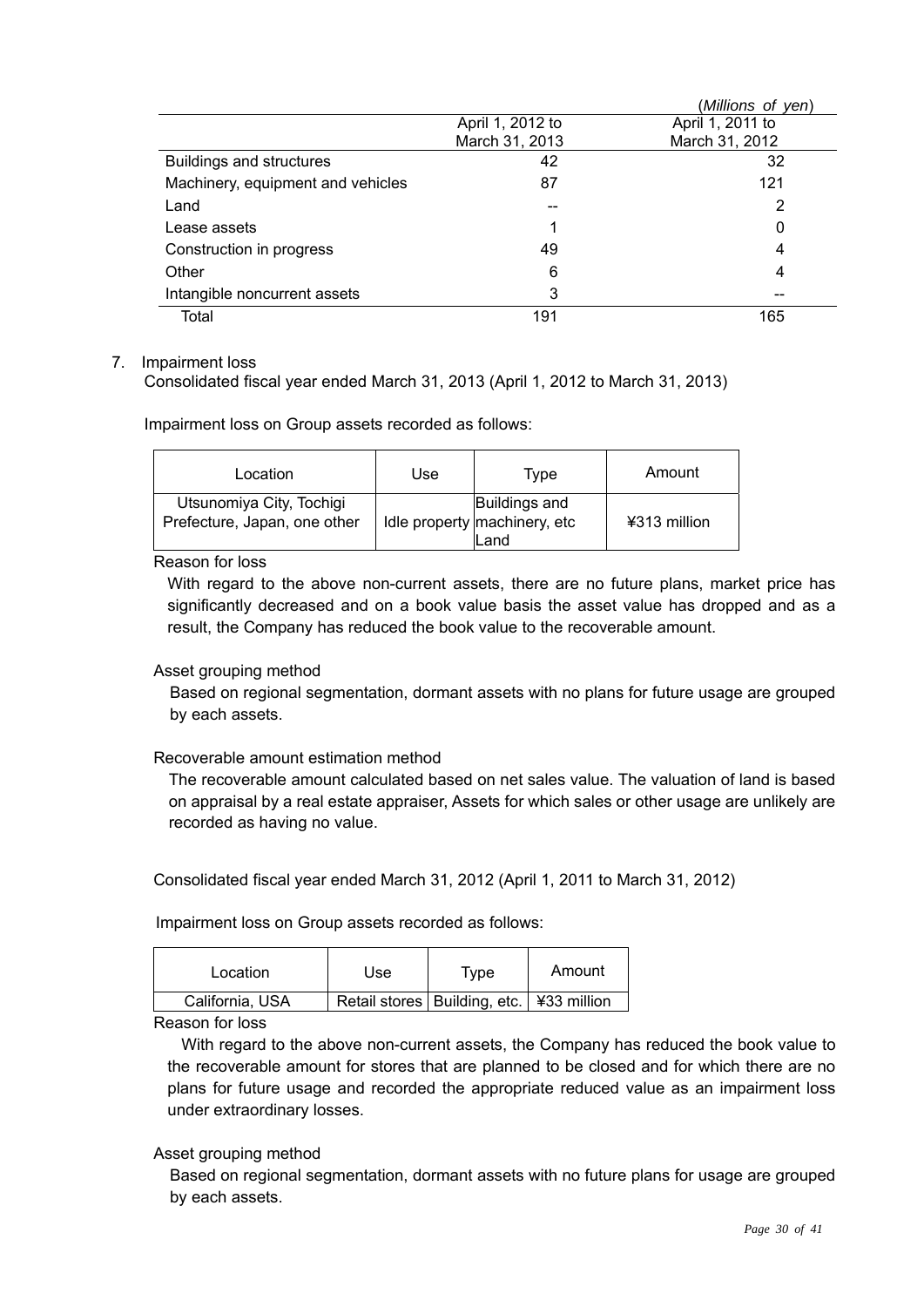(*Millions of yen*)

| | April 1, 2012 to March 31, 2013 | April 1, 2011 to March 31, 2012 |
|---|---|---|
| Buildings and structures | 42 | 32 |
| Machinery, equipment and vehicles | 87 | 121 |
| Land | -- | 2 |
| Lease assets | 1 | 0 |
| Construction in progress | 49 | 4 |
| Other | 6 | 4 |
| Intangible noncurrent assets | 3 | -- |
| Total | 191 | 165 |

7. Impairment loss

Consolidated fiscal year ended March 31, 2013 (April 1, 2012 to March 31, 2013)

Impairment loss on Group assets recorded as follows:

| Location | Use | Type | Amount |
|---|---|---|---|
| Utsunomiya City, Tochigi Prefecture, Japan, one other | Idle property | Buildings and machinery, etc Land | ¥313 million |

Reason for loss

With regard to the above non-current assets, there are no future plans, market price has significantly decreased and on a book value basis the asset value has dropped and as a result, the Company has reduced the book value to the recoverable amount.

Asset grouping method

Based on regional segmentation, dormant assets with no plans for future usage are grouped by each assets.

Recoverable amount estimation method

The recoverable amount calculated based on net sales value. The valuation of land is based on appraisal by a real estate appraiser, Assets for which sales or other usage are unlikely are recorded as having no value.

Consolidated fiscal year ended March 31, 2012 (April 1, 2011 to March 31, 2012)

Impairment loss on Group assets recorded as follows:

| Location | Use | Type | Amount |
|---|---|---|---|
| California, USA | Retail stores | Building, etc. | ¥33 million |

Reason for loss

With regard to the above non-current assets, the Company has reduced the book value to the recoverable amount for stores that are planned to be closed and for which there are no plans for future usage and recorded the appropriate reduced value as an impairment loss under extraordinary losses.

Asset grouping method

Based on regional segmentation, dormant assets with no future plans for usage are grouped by each assets.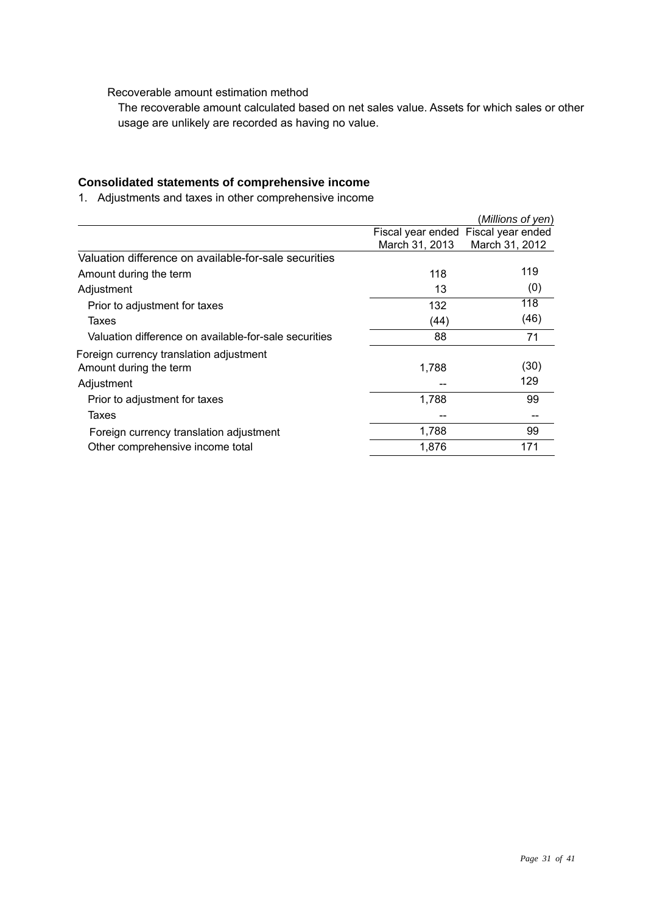Recoverable amount estimation method

The recoverable amount calculated based on net sales value. Assets for which sales or other usage are unlikely are recorded as having no value.

## Consolidated statements of comprehensive income

1. Adjustments and taxes in other comprehensive income

(*Millions of yen*)

| | Fiscal year ended March 31, 2013 | Fiscal year ended March 31, 2012 |
|---|---|---|
| Valuation difference on available-for-sale securities | | |
| Amount during the term | 118 | 119 |
| Adjustment | 13 | (0) |
| Prior to adjustment for taxes | 132 | 118 |
| Taxes | (44) | (46) |
| Valuation difference on available-for-sale securities | 88 | 71 |
| Foreign currency translation adjustment | | |
| Amount during the term | 1,788 | (30) |
| Adjustment | -- | 129 |
| Prior to adjustment for taxes | 1,788 | 99 |
| Taxes | -- | -- |
| Foreign currency translation adjustment | 1,788 | 99 |
| Other comprehensive income total | 1,876 | 171 |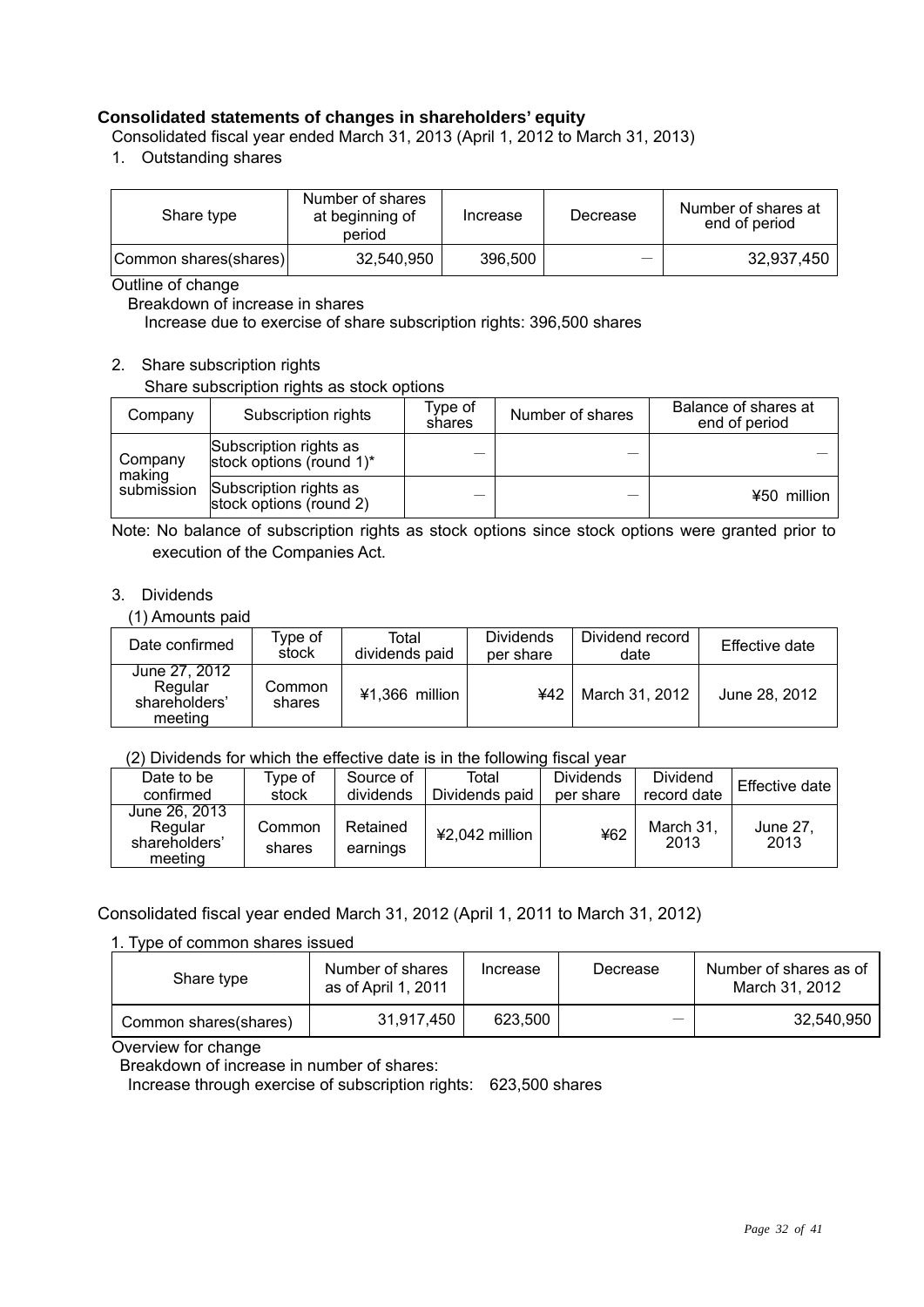## Consolidated statements of changes in shareholders' equity

Consolidated fiscal year ended March 31, 2013 (April 1, 2012 to March 31, 2013)

1. Outstanding shares

| Share type | Number of shares at beginning of period | Increase | Decrease | Number of shares at end of period |
|---|---|---|---|---|
| Common shares(shares) | 32,540,950 | 396,500 | — | 32,937,450 |

Outline of change

Breakdown of increase in shares

Increase due to exercise of share subscription rights: 396,500 shares

2. Share subscription rights

Share subscription rights as stock options

| Company | Subscription rights | Type of shares | Number of shares | Balance of shares at end of period |
|---|---|---|---|---|
| Company making submission | Subscription rights as stock options (round 1)* | — | — | — |
| | Subscription rights as stock options (round 2) | — | — | ¥50 million |

Note: No balance of subscription rights as stock options since stock options were granted prior to execution of the Companies Act.

3. Dividends

(1) Amounts paid

| Date confirmed | Type of stock | Total dividends paid | Dividends per share | Dividend record date | Effective date |
|---|---|---|---|---|---|
| June 27, 2012 Regular shareholders' meeting | Common shares | ¥1,366 million | ¥42 | March 31, 2012 | June 28, 2012 |

(2) Dividends for which the effective date is in the following fiscal year

| Date to be confirmed | Type of stock | Source of dividends | Total Dividends paid | Dividends per share | Dividend record date | Effective date |
|---|---|---|---|---|---|---|
| June 26, 2013 Regular shareholders' meeting | Common shares | Retained earnings | ¥2,042 million | ¥62 | March 31, 2013 | June 27, 2013 |

Consolidated fiscal year ended March 31, 2012 (April 1, 2011 to March 31, 2012)

1. Type of common shares issued

| Share type | Number of shares as of April 1, 2011 | Increase | Decrease | Number of shares as of March 31, 2012 |
|---|---|---|---|---|
| Common shares(shares) | 31,917,450 | 623,500 | — | 32,540,950 |

Overview for change

Breakdown of increase in number of shares:

Increase through exercise of subscription rights: 623,500 shares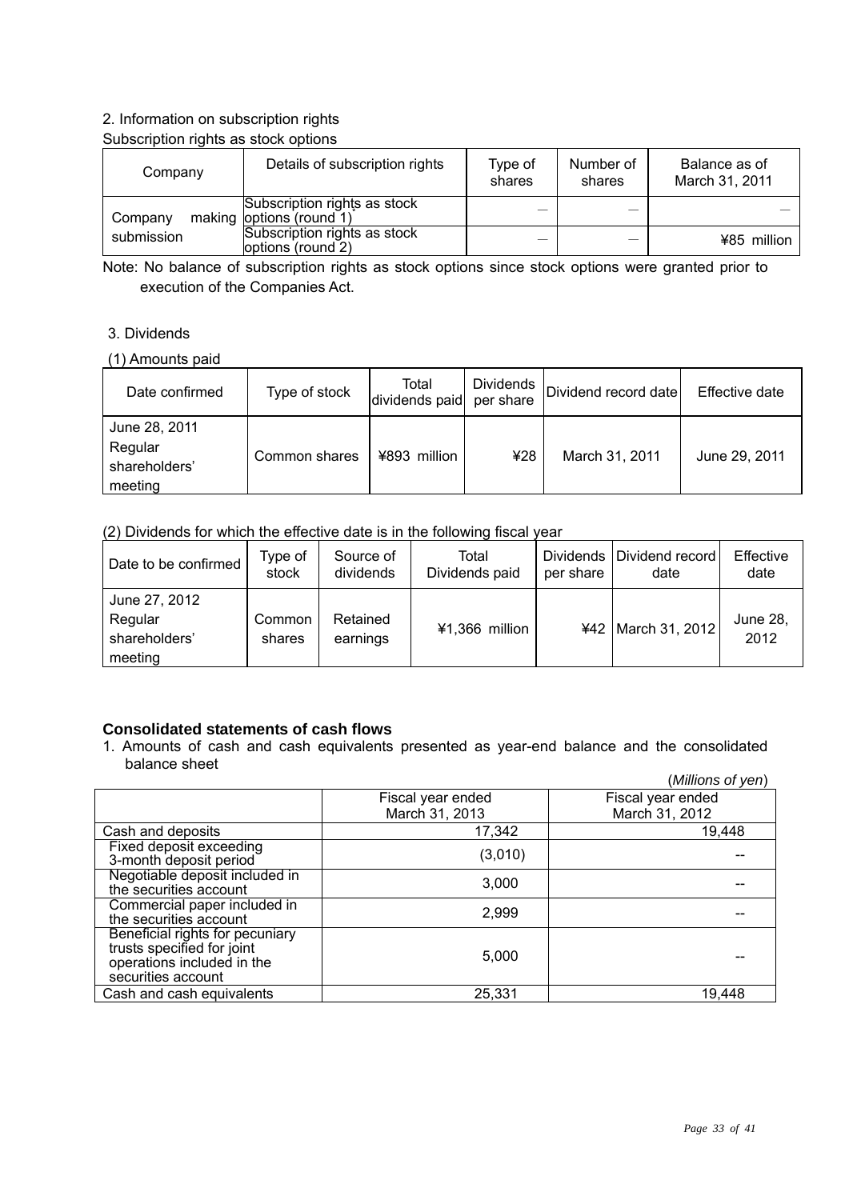2. Information on subscription rights

Subscription rights as stock options

| Company | Details of subscription rights | Type of shares | Number of shares | Balance as of March 31, 2011 |
|---|---|---|---|---|
| Company making submission | Subscription rights as stock options (round 1) | — | — | — |
| | Subscription rights as stock options (round 2) | — | — | ¥85 million |

Note: No balance of subscription rights as stock options since stock options were granted prior to execution of the Companies Act.

3. Dividends

(1) Amounts paid

| Date confirmed | Type of stock | Total dividends paid | Dividends per share | Dividend record date | Effective date |
|---|---|---|---|---|---|
| June 28, 2011 Regular shareholders' meeting | Common shares | ¥893 million | ¥28 | March 31, 2011 | June 29, 2011 |

(2) Dividends for which the effective date is in the following fiscal year

| Date to be confirmed | Type of stock | Source of dividends | Total Dividends paid | Dividends per share | Dividend record date | Effective date |
|---|---|---|---|---|---|---|
| June 27, 2012 Regular shareholders' meeting | Common shares | Retained earnings | ¥1,366 million | ¥42 | March 31, 2012 | June 28, 2012 |

**Consolidated statements of cash flows**

1. Amounts of cash and cash equivalents presented as year-end balance and the consolidated balance sheet

(*Millions of yen*)

| | Fiscal year ended March 31, 2013 | Fiscal year ended March 31, 2012 |
|---|---|---|
| Cash and deposits | 17,342 | 19,448 |
| Fixed deposit exceeding 3-month deposit period | (3,010) | -- |
| Negotiable deposit included in the securities account | 3,000 | -- |
| Commercial paper included in the securities account | 2,999 | -- |
| Beneficial rights for pecuniary trusts specified for joint operations included in the securities account | 5,000 | -- |
| Cash and cash equivalents | 25,331 | 19,448 |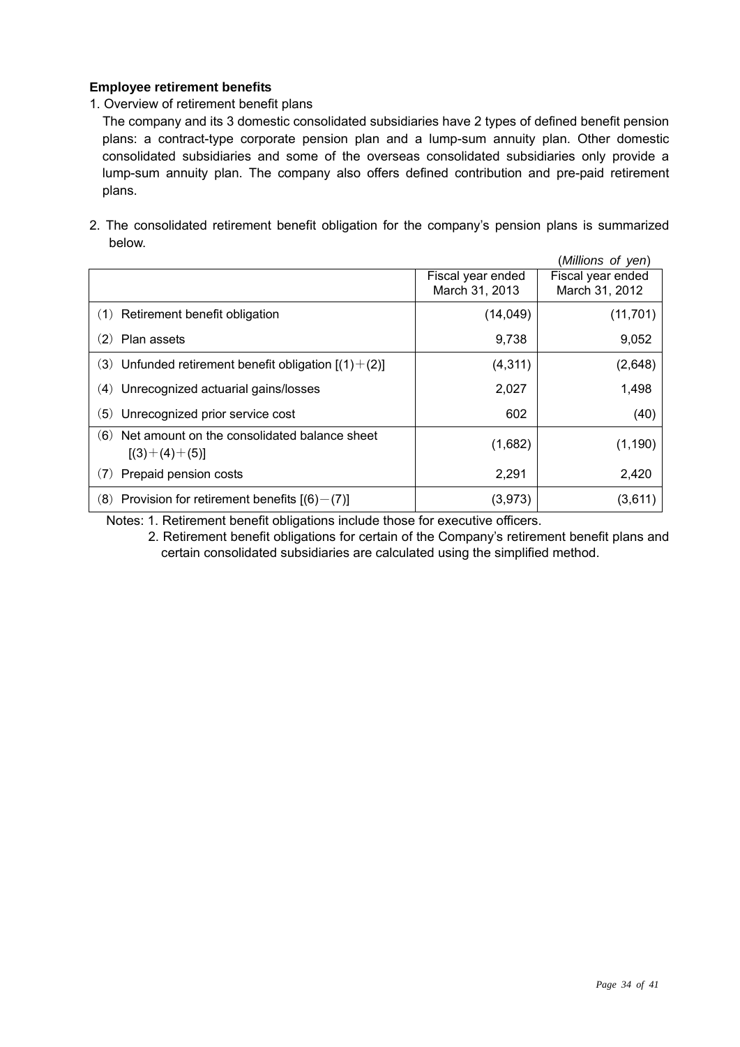### Employee retirement benefits

1. Overview of retirement benefit plans

   The company and its 3 domestic consolidated subsidiaries have 2 types of defined benefit pension plans: a contract-type corporate pension plan and a lump-sum annuity plan. Other domestic consolidated subsidiaries and some of the overseas consolidated subsidiaries only provide a lump-sum annuity plan. The company also offers defined contribution and pre-paid retirement plans.

2. The consolidated retirement benefit obligation for the company's pension plans is summarized below.

(*Millions of yen*)

| | Fiscal year ended March 31, 2013 | Fiscal year ended March 31, 2012 |
|---|---|---|
| (1) Retirement benefit obligation | (14,049) | (11,701) |
| (2) Plan assets | 9,738 | 9,052 |
| (3) Unfunded retirement benefit obligation [(1)＋(2)] | (4,311) | (2,648) |
| (4) Unrecognized actuarial gains/losses | 2,027 | 1,498 |
| (5) Unrecognized prior service cost | 602 | (40) |
| (6) Net amount on the consolidated balance sheet [(3)＋(4)＋(5)] | (1,682) | (1,190) |
| (7) Prepaid pension costs | 2,291 | 2,420 |
| (8) Provision for retirement benefits [(6)－(7)] | (3,973) | (3,611) |

Notes: 1. Retirement benefit obligations include those for executive officers.

2. Retirement benefit obligations for certain of the Company's retirement benefit plans and certain consolidated subsidiaries are calculated using the simplified method.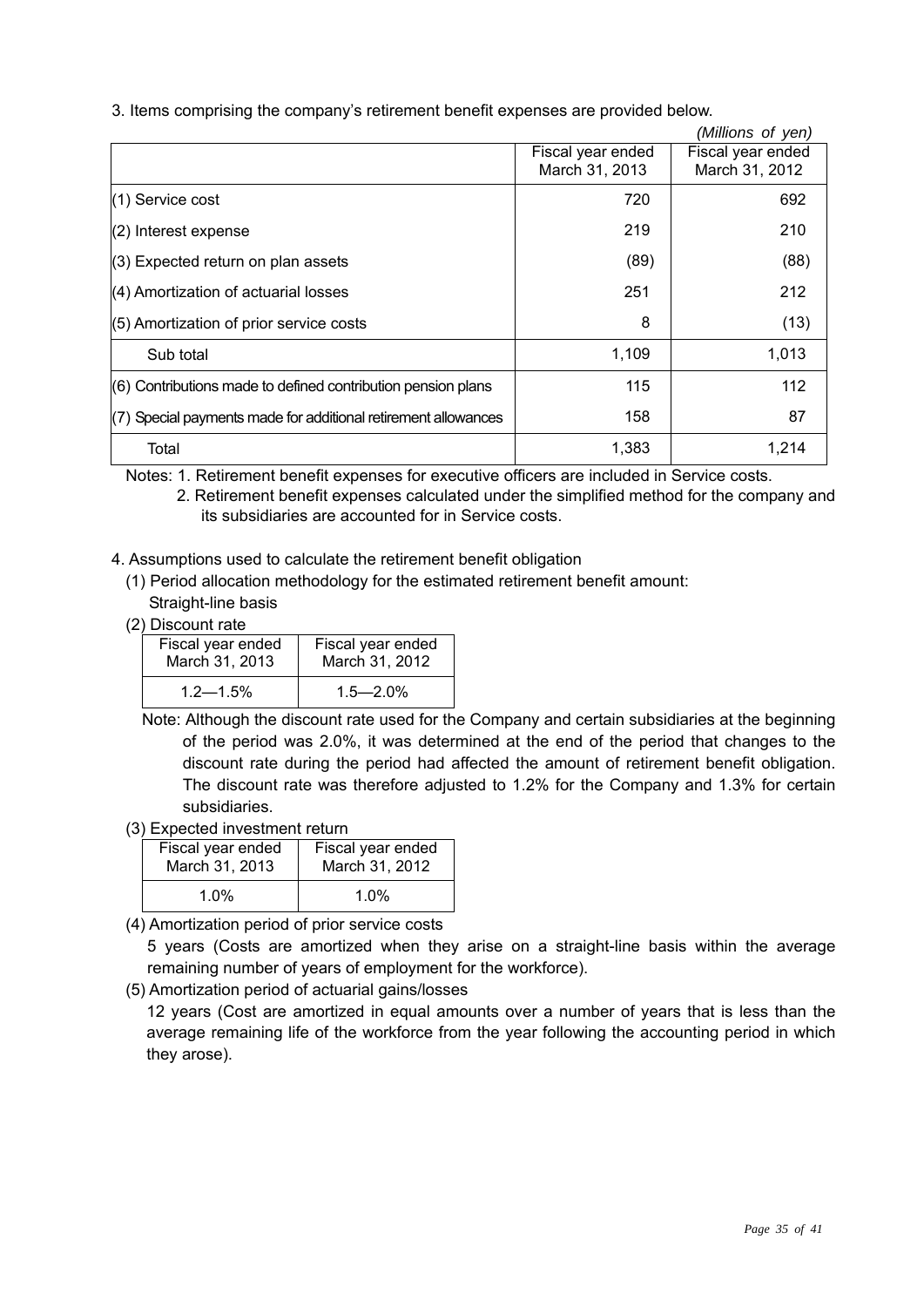3. Items comprising the company's retirement benefit expenses are provided below.

*(Millions of yen)*

| | Fiscal year ended March 31, 2013 | Fiscal year ended March 31, 2012 |
|---|---|---|
| (1) Service cost | 720 | 692 |
| (2) Interest expense | 219 | 210 |
| (3) Expected return on plan assets | (89) | (88) |
| (4) Amortization of actuarial losses | 251 | 212 |
| (5) Amortization of prior service costs | 8 | (13) |
| Sub total | 1,109 | 1,013 |
| (6) Contributions made to defined contribution pension plans | 115 | 112 |
| (7) Special payments made for additional retirement allowances | 158 | 87 |
| Total | 1,383 | 1,214 |

Notes: 1. Retirement benefit expenses for executive officers are included in Service costs.
2. Retirement benefit expenses calculated under the simplified method for the company and its subsidiaries are accounted for in Service costs.

4. Assumptions used to calculate the retirement benefit obligation

(1) Period allocation methodology for the estimated retirement benefit amount:
Straight-line basis

(2) Discount rate

| Fiscal year ended March 31, 2013 | Fiscal year ended March 31, 2012 |
|---|---|
| 1.2—1.5% | 1.5—2.0% |

Note: Although the discount rate used for the Company and certain subsidiaries at the beginning of the period was 2.0%, it was determined at the end of the period that changes to the discount rate during the period had affected the amount of retirement benefit obligation. The discount rate was therefore adjusted to 1.2% for the Company and 1.3% for certain subsidiaries.

(3) Expected investment return

| Fiscal year ended March 31, 2013 | Fiscal year ended March 31, 2012 |
|---|---|
| 1.0% | 1.0% |

(4) Amortization period of prior service costs
5 years (Costs are amortized when they arise on a straight-line basis within the average remaining number of years of employment for the workforce).

(5) Amortization period of actuarial gains/losses
12 years (Cost are amortized in equal amounts over a number of years that is less than the average remaining life of the workforce from the year following the accounting period in which they arose).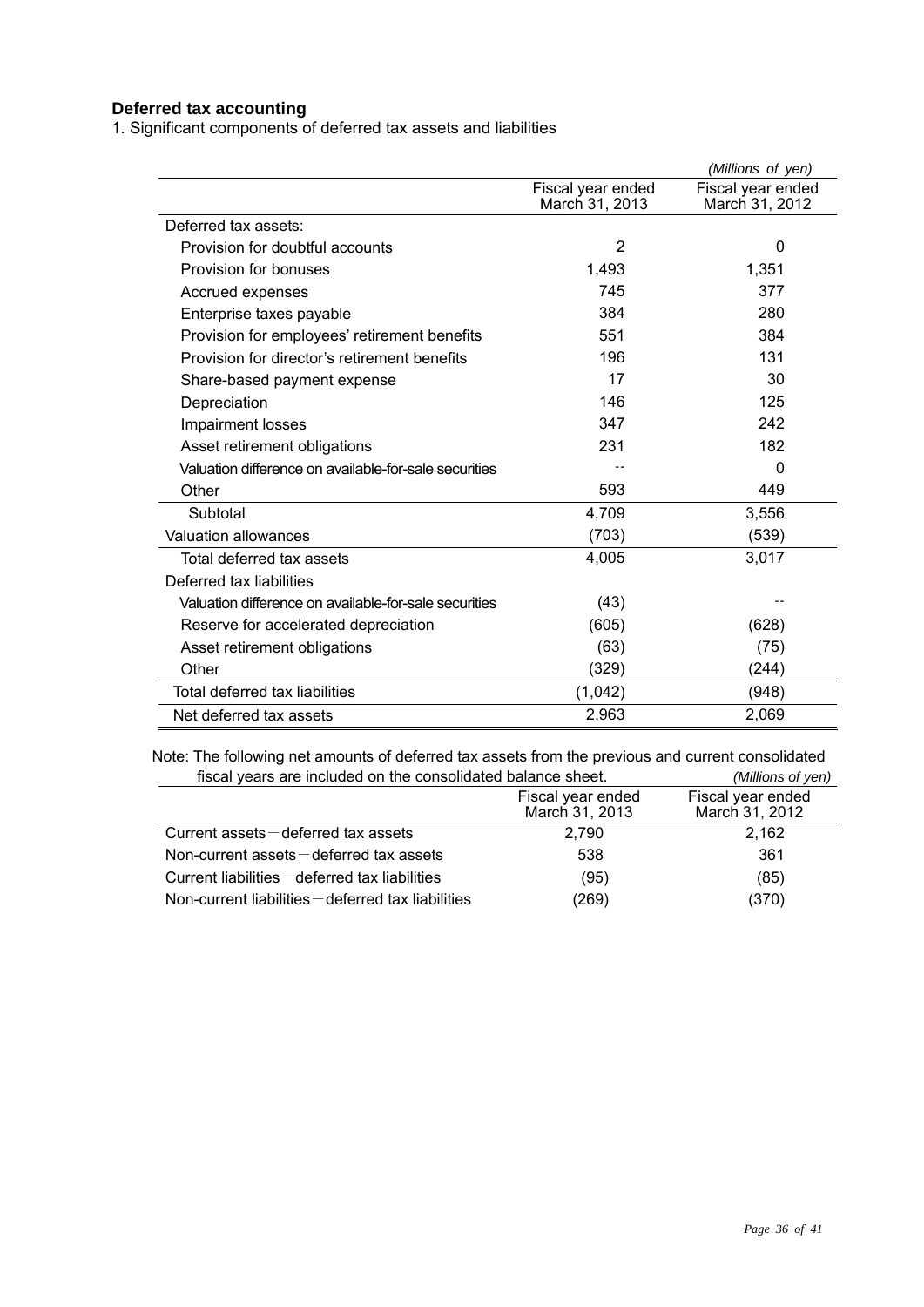**Deferred tax accounting**

1. Significant components of deferred tax assets and liabilities

*(Millions of yen)*

| | Fiscal year ended March 31, 2013 | Fiscal year ended March 31, 2012 |
|---|---|---|
| Deferred tax assets: | | |
| Provision for doubtful accounts | 2 | 0 |
| Provision for bonuses | 1,493 | 1,351 |
| Accrued expenses | 745 | 377 |
| Enterprise taxes payable | 384 | 280 |
| Provision for employees' retirement benefits | 551 | 384 |
| Provision for director's retirement benefits | 196 | 131 |
| Share-based payment expense | 17 | 30 |
| Depreciation | 146 | 125 |
| Impairment losses | 347 | 242 |
| Asset retirement obligations | 231 | 182 |
| Valuation difference on available-for-sale securities | -- | 0 |
| Other | 593 | 449 |
| Subtotal | 4,709 | 3,556 |
| Valuation allowances | (703) | (539) |
| Total deferred tax assets | 4,005 | 3,017 |
| Deferred tax liabilities | | |
| Valuation difference on available-for-sale securities | (43) | -- |
| Reserve for accelerated depreciation | (605) | (628) |
| Asset retirement obligations | (63) | (75) |
| Other | (329) | (244) |
| Total deferred tax liabilities | (1,042) | (948) |
| Net deferred tax assets | 2,963 | 2,069 |

Note: The following net amounts of deferred tax assets from the previous and current consolidated fiscal years are included on the consolidated balance sheet.

*(Millions of yen)*

| | Fiscal year ended March 31, 2013 | Fiscal year ended March 31, 2012 |
|---|---|---|
| Current assets－deferred tax assets | 2,790 | 2,162 |
| Non-current assets－deferred tax assets | 538 | 361 |
| Current liabilities－deferred tax liabilities | (95) | (85) |
| Non-current liabilities－deferred tax liabilities | (269) | (370) |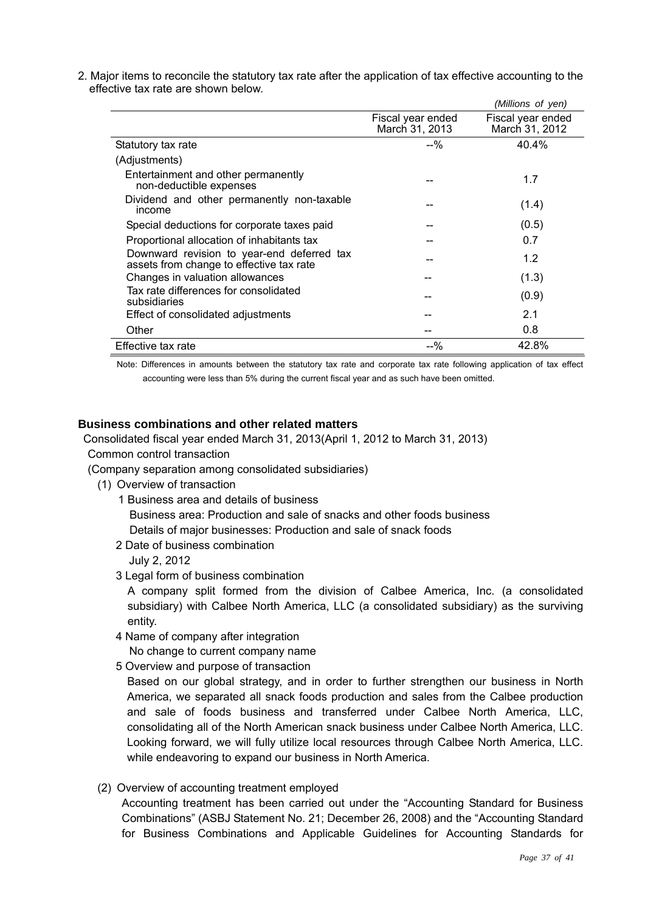2. Major items to reconcile the statutory tax rate after the application of tax effective accounting to the effective tax rate are shown below.

*(Millions of yen)*

| | Fiscal year ended March 31, 2013 | Fiscal year ended March 31, 2012 |
|---|---|---|
| Statutory tax rate | --% | 40.4% |
| (Adjustments) | | |
| Entertainment and other permanently non-deductible expenses | -- | 1.7 |
| Dividend and other permanently non-taxable income | -- | (1.4) |
| Special deductions for corporate taxes paid | -- | (0.5) |
| Proportional allocation of inhabitants tax | -- | 0.7 |
| Downward revision to year-end deferred tax assets from change to effective tax rate | -- | 1.2 |
| Changes in valuation allowances | -- | (1.3) |
| Tax rate differences for consolidated subsidiaries | -- | (0.9) |
| Effect of consolidated adjustments | -- | 2.1 |
| Other | -- | 0.8 |
| Effective tax rate | --% | 42.8% |

Note: Differences in amounts between the statutory tax rate and corporate tax rate following application of tax effect accounting were less than 5% during the current fiscal year and as such have been omitted.

## Business combinations and other related matters

Consolidated fiscal year ended March 31, 2013(April 1, 2012 to March 31, 2013)

Common control transaction

(Company separation among consolidated subsidiaries)

(1) Overview of transaction

1 Business area and details of business

Business area: Production and sale of snacks and other foods business

Details of major businesses: Production and sale of snack foods

2 Date of business combination

July 2, 2012

3 Legal form of business combination

A company split formed from the division of Calbee America, Inc. (a consolidated subsidiary) with Calbee North America, LLC (a consolidated subsidiary) as the surviving entity.

4 Name of company after integration

No change to current company name

5 Overview and purpose of transaction

Based on our global strategy, and in order to further strengthen our business in North America, we separated all snack foods production and sales from the Calbee production and sale of foods business and transferred under Calbee North America, LLC, consolidating all of the North American snack business under Calbee North America, LLC. Looking forward, we will fully utilize local resources through Calbee North America, LLC. while endeavoring to expand our business in North America.

(2) Overview of accounting treatment employed

Accounting treatment has been carried out under the "Accounting Standard for Business Combinations" (ASBJ Statement No. 21; December 26, 2008) and the "Accounting Standard for Business Combinations and Applicable Guidelines for Accounting Standards for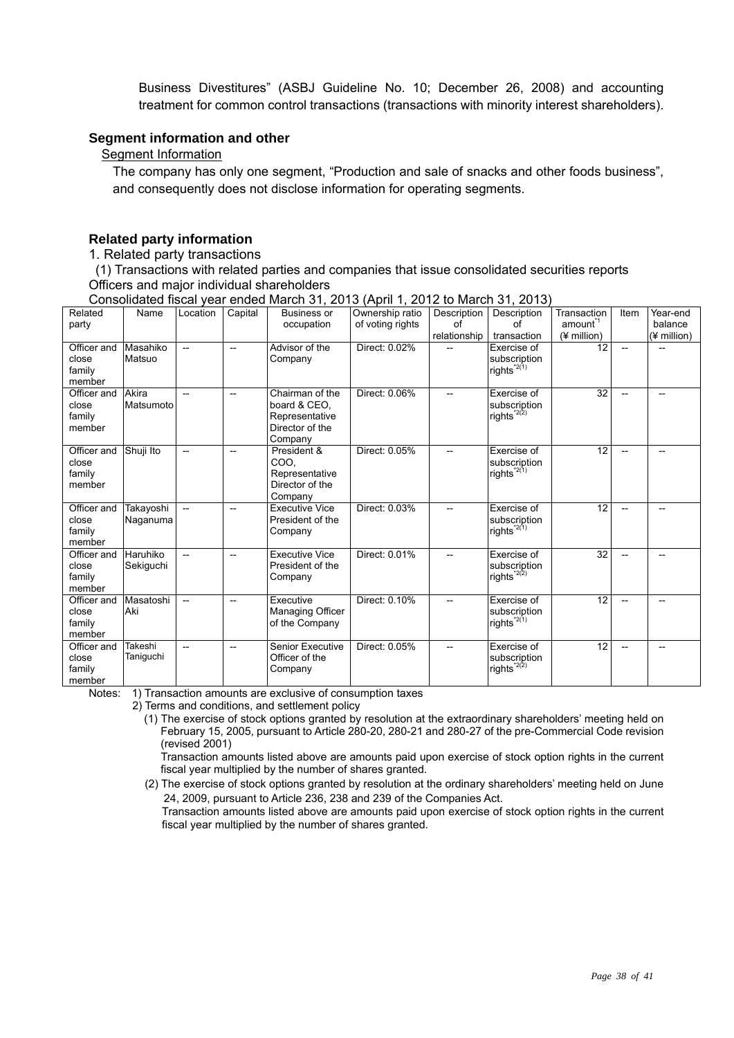Business Divestitures" (ASBJ Guideline No. 10; December 26, 2008) and accounting treatment for common control transactions (transactions with minority interest shareholders).

## Segment information and other

Segment Information

The company has only one segment, "Production and sale of snacks and other foods business", and consequently does not disclose information for operating segments.

## Related party information

1. Related party transactions

(1) Transactions with related parties and companies that issue consolidated securities reports

Officers and major individual shareholders

Consolidated fiscal year ended March 31, 2013 (April 1, 2012 to March 31, 2013)

| Related party | Name | Location | Capital | Business or occupation | Ownership ratio of voting rights | Description of relationship | Description of transaction | Transaction amount*1 (¥ million) | Item | Year-end balance (¥ million) |
|---|---|---|---|---|---|---|---|---|---|---|
| Officer and close family member | Masahiko Matsuo | -- | -- | Advisor of the Company | Direct: 0.02% | -- | Exercise of subscription rights*2(1) | 12 | -- | -- |
| Officer and close family member | Akira Matsumoto | -- | -- | Chairman of the board & CEO, Representative Director of the Company | Direct: 0.06% | -- | Exercise of subscription rights*2(2) | 32 | -- | -- |
| Officer and close family member | Shuji Ito | -- | -- | President & COO, Representative Director of the Company | Direct: 0.05% | -- | Exercise of subscription rights*2(1) | 12 | -- | -- |
| Officer and close family member | Takayoshi Naganuma | -- | -- | Executive Vice President of the Company | Direct: 0.03% | -- | Exercise of subscription rights*2(1) | 12 | -- | -- |
| Officer and close family member | Haruhiko Sekiguchi | -- | -- | Executive Vice President of the Company | Direct: 0.01% | -- | Exercise of subscription rights*2(2) | 32 | -- | -- |
| Officer and close family member | Masatoshi Aki | -- | -- | Executive Managing Officer of the Company | Direct: 0.10% | -- | Exercise of subscription rights*2(1) | 12 | -- | -- |
| Officer and close family member | Takeshi Taniguchi | -- | -- | Senior Executive Officer of the Company | Direct: 0.05% | -- | Exercise of subscription rights*2(2) | 12 | -- | -- |

Notes: 1) Transaction amounts are exclusive of consumption taxes

2) Terms and conditions, and settlement policy

(1) The exercise of stock options granted by resolution at the extraordinary shareholders' meeting held on February 15, 2005, pursuant to Article 280-20, 280-21 and 280-27 of the pre-Commercial Code revision (revised 2001)

Transaction amounts listed above are amounts paid upon exercise of stock option rights in the current fiscal year multiplied by the number of shares granted.

(2) The exercise of stock options granted by resolution at the ordinary shareholders' meeting held on June 24, 2009, pursuant to Article 236, 238 and 239 of the Companies Act.

Transaction amounts listed above are amounts paid upon exercise of stock option rights in the current fiscal year multiplied by the number of shares granted.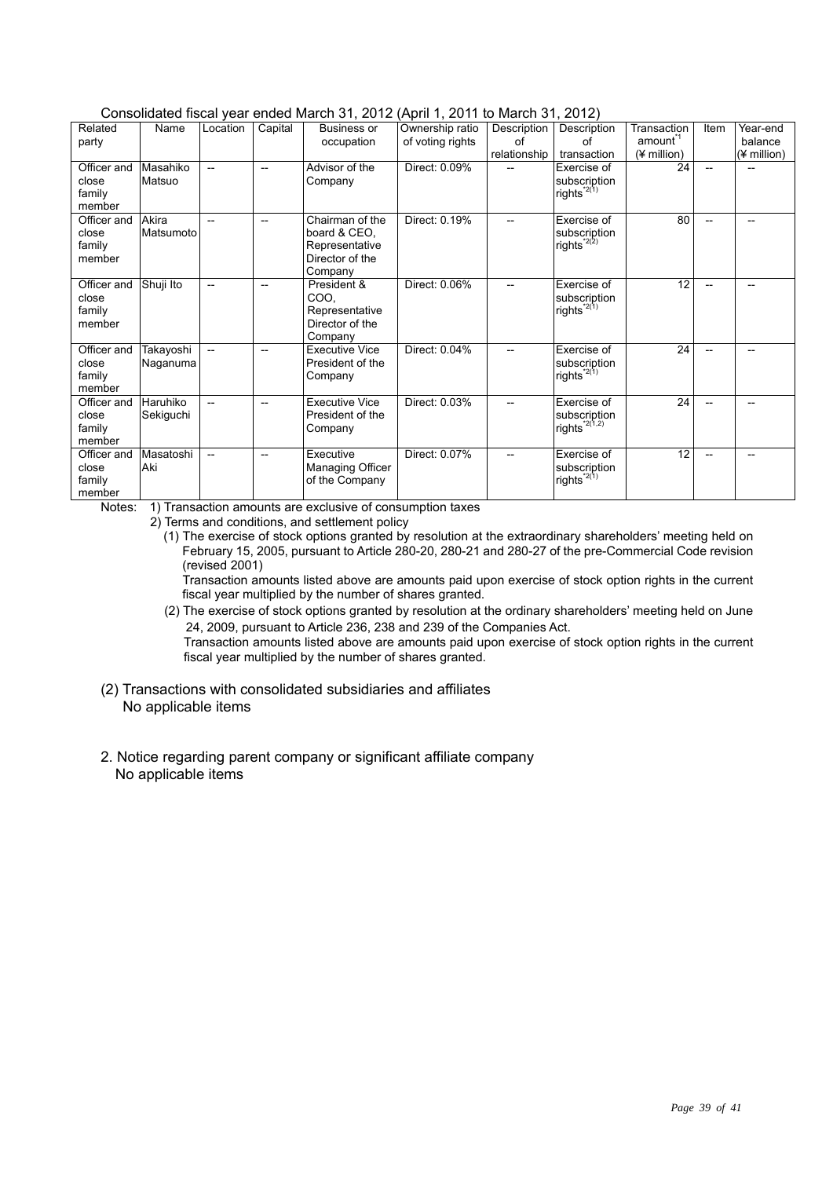Consolidated fiscal year ended March 31, 2012 (April 1, 2011 to March 31, 2012)

| Related party | Name | Location | Capital | Business or occupation | Ownership ratio of voting rights | Description of relationship | Description of transaction | Transaction amount[*1] (¥ million) | Item | Year-end balance (¥ million) |
|---|---|---|---|---|---|---|---|---|---|---|
| Officer and close family member | Masahiko Matsuo | -- | -- | Advisor of the Company | Direct: 0.09% | -- | Exercise of subscription rights[*2(1)] | 24 | -- | -- |
| Officer and close family member | Akira Matsumoto | -- | -- | Chairman of the board & CEO, Representative Director of the Company | Direct: 0.19% | -- | Exercise of subscription rights[*2(2)] | 80 | -- | -- |
| Officer and close family member | Shuji Ito | -- | -- | President & COO, Representative Director of the Company | Direct: 0.06% | -- | Exercise of subscription rights[*2(1)] | 12 | -- | -- |
| Officer and close family member | Takayoshi Naganuma | -- | -- | Executive Vice President of the Company | Direct: 0.04% | -- | Exercise of subscription rights[*2(1)] | 24 | -- | -- |
| Officer and close family member | Haruhiko Sekiguchi | -- | -- | Executive Vice President of the Company | Direct: 0.03% | -- | Exercise of subscription rights[*2(1,2)] | 24 | -- | -- |
| Officer and close family member | Masatoshi Aki | -- | -- | Executive Managing Officer of the Company | Direct: 0.07% | -- | Exercise of subscription rights[*2(1)] | 12 | -- | -- |

Notes: 1) Transaction amounts are exclusive of consumption taxes

2) Terms and conditions, and settlement policy

(1) The exercise of stock options granted by resolution at the extraordinary shareholders' meeting held on February 15, 2005, pursuant to Article 280-20, 280-21 and 280-27 of the pre-Commercial Code revision (revised 2001)

Transaction amounts listed above are amounts paid upon exercise of stock option rights in the current fiscal year multiplied by the number of shares granted.

(2) The exercise of stock options granted by resolution at the ordinary shareholders' meeting held on June 24, 2009, pursuant to Article 236, 238 and 239 of the Companies Act.

Transaction amounts listed above are amounts paid upon exercise of stock option rights in the current fiscal year multiplied by the number of shares granted.

(2) Transactions with consolidated subsidiaries and affiliates

No applicable items

2. Notice regarding parent company or significant affiliate company

No applicable items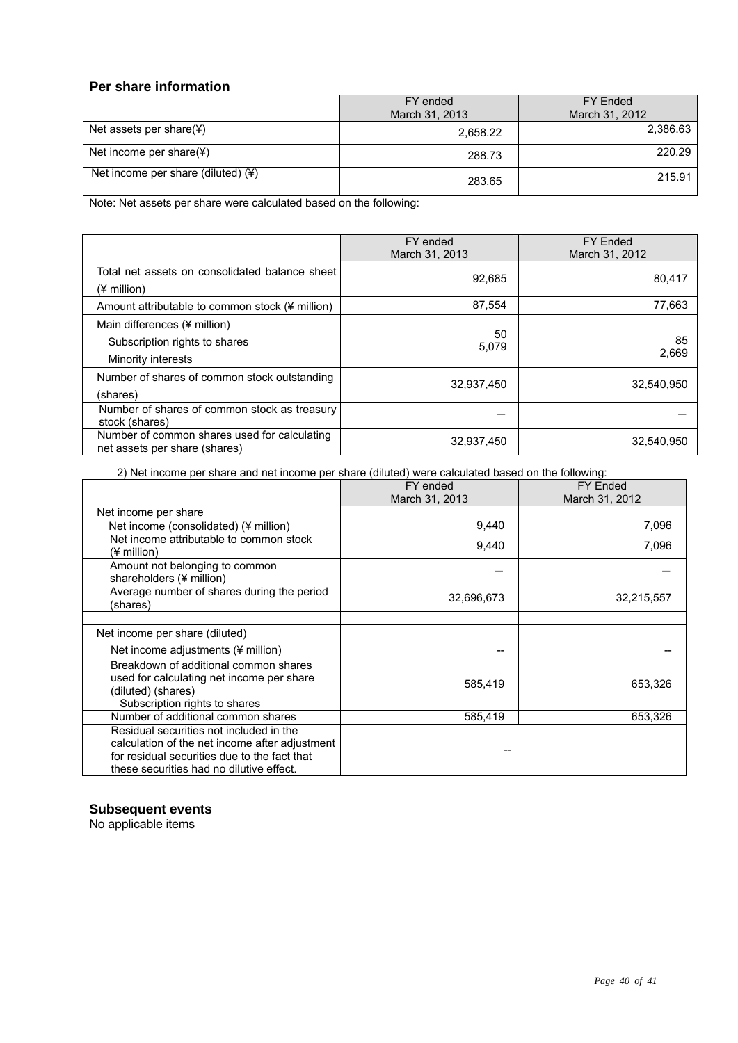## Per share information

| | FY ended March 31, 2013 | FY Ended March 31, 2012 |
|---|---|---|
| Net assets per share(¥) | 2,658.22 | 2,386.63 |
| Net income per share(¥) | 288.73 | 220.29 |
| Net income per share (diluted) (¥) | 283.65 | 215.91 |

Note: Net assets per share were calculated based on the following:

| | FY ended March 31, 2013 | FY Ended March 31, 2012 |
|---|---|---|
| Total net assets on consolidated balance sheet (¥ million) | 92,685 | 80,417 |
| Amount attributable to common stock (¥ million) | 87,554 | 77,663 |
| Main differences (¥ million) | | |
| Subscription rights to shares | 50 | 85 |
| Minority interests | 5,079 | 2,669 |
| Number of shares of common stock outstanding (shares) | 32,937,450 | 32,540,950 |
| Number of shares of common stock as treasury stock (shares) | — | — |
| Number of common shares used for calculating net assets per share (shares) | 32,937,450 | 32,540,950 |

2) Net income per share and net income per share (diluted) were calculated based on the following:

| | FY ended March 31, 2013 | FY Ended March 31, 2012 |
|---|---|---|
| Net income per share | | |
| Net income (consolidated) (¥ million) | 9,440 | 7,096 |
| Net income attributable to common stock (¥ million) | 9,440 | 7,096 |
| Amount not belonging to common shareholders (¥ million) | — | — |
| Average number of shares during the period (shares) | 32,696,673 | 32,215,557 |
| | | |
| Net income per share (diluted) | | |
| Net income adjustments (¥ million) | -- | -- |
| Breakdown of additional common shares used for calculating net income per share (diluted) (shares) Subscription rights to shares | 585,419 | 653,326 |
| Number of additional common shares | 585,419 | 653,326 |
| Residual securities not included in the calculation of the net income after adjustment for residual securities due to the fact that these securities had no dilutive effect. | -- | |

## Subsequent events

No applicable items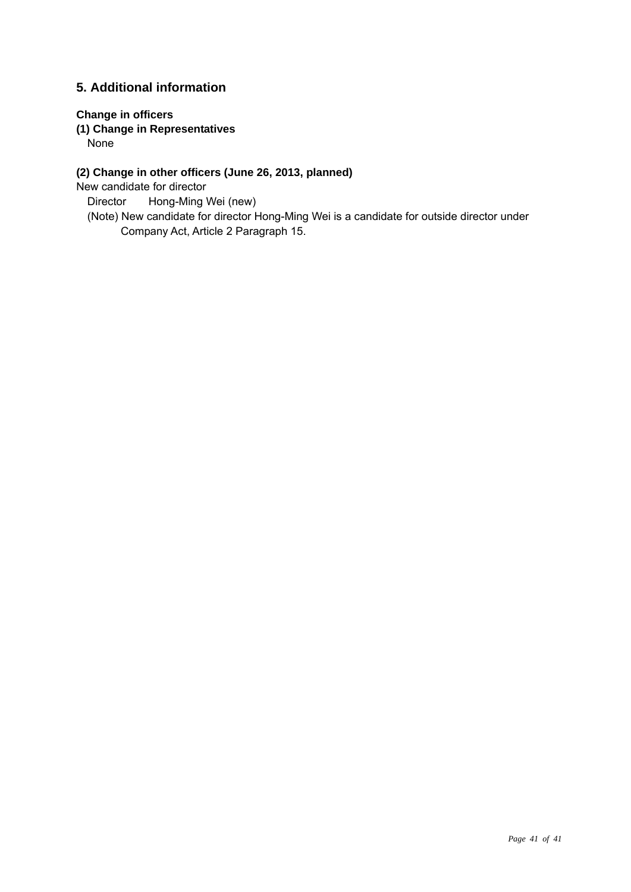## 5. Additional information

**Change in officers**

**(1) Change in Representatives**

None

**(2) Change in other officers (June 26, 2013, planned)**

New candidate for director

Director Hong-Ming Wei (new)

(Note) New candidate for director Hong-Ming Wei is a candidate for outside director under Company Act, Article 2 Paragraph 15.